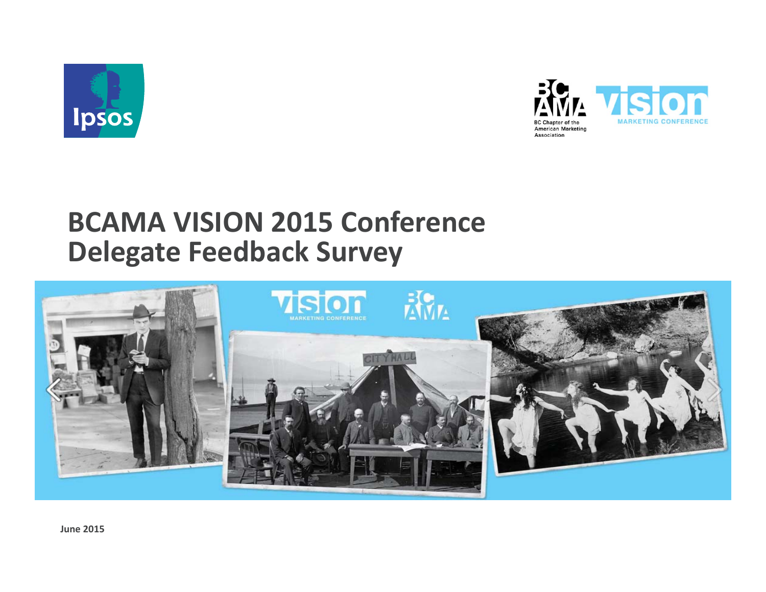# BCAMA VISION 2015 Conference Delegate Feedback Survey

June 2015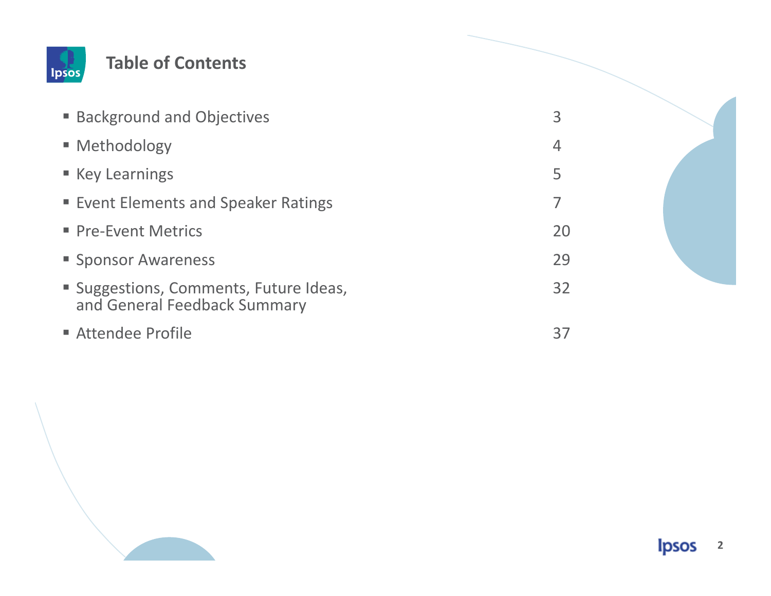## Table of Contents

| Section | Page |
|---|---|
| Background and Objectives | 3 |
| Methodology | 4 |
| Key Learnings | 5 |
| Event Elements and Speaker Ratings | 7 |
| Pre-Event Metrics | 20 |
| Sponsor Awareness | 29 |
| Suggestions, Comments, Future Ideas, and General Feedback Summary | 32 |
| Attendee Profile | 37 |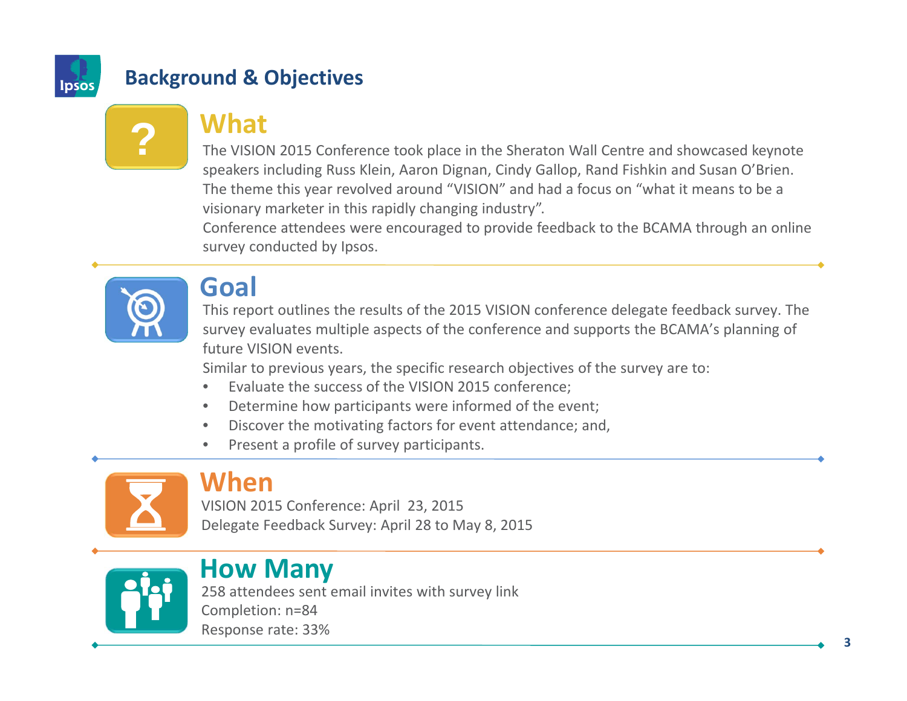# Background & Objectives

## What

The VISION 2015 Conference took place in the Sheraton Wall Centre and showcased keynote speakers including Russ Klein, Aaron Dignan, Cindy Gallop, Rand Fishkin and Susan O'Brien. The theme this year revolved around "VISION" and had a focus on "what it means to be a visionary marketer in this rapidly changing industry".

Conference attendees were encouraged to provide feedback to the BCAMA through an online survey conducted by Ipsos.

## Goal

This report outlines the results of the 2015 VISION conference delegate feedback survey. The survey evaluates multiple aspects of the conference and supports the BCAMA's planning of future VISION events.

Similar to previous years, the specific research objectives of the survey are to:

- Evaluate the success of the VISION 2015 conference;
- Determine how participants were informed of the event;
- Discover the motivating factors for event attendance; and,
- Present a profile of survey participants.

## When

VISION 2015 Conference: April 23, 2015

Delegate Feedback Survey: April 28 to May 8, 2015

## How Many

258 attendees sent email invites with survey link

Completion: n=84

Response rate: 33%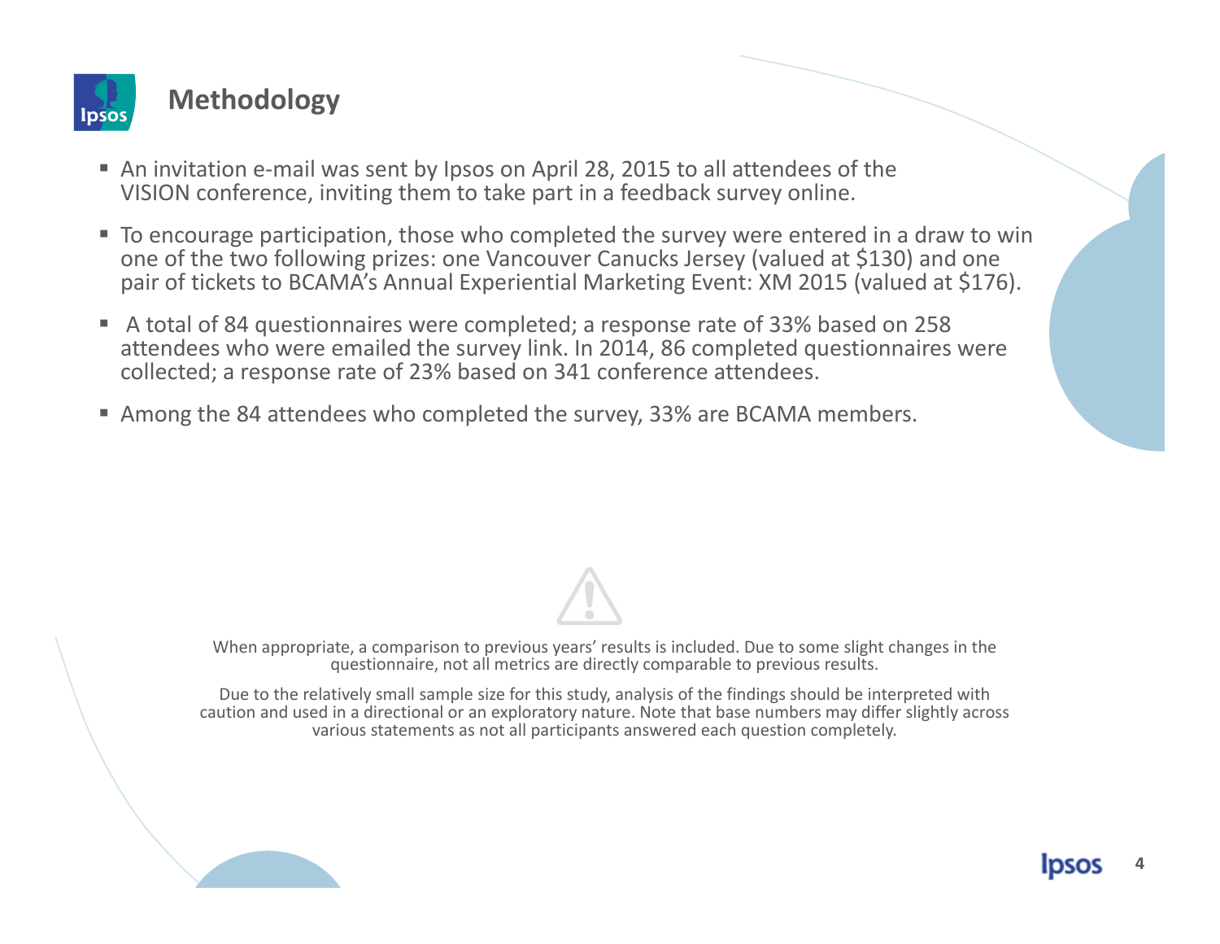## Methodology

- An invitation e-mail was sent by Ipsos on April 28, 2015 to all attendees of the VISION conference, inviting them to take part in a feedback survey online.
- To encourage participation, those who completed the survey were entered in a draw to win one of the two following prizes: one Vancouver Canucks Jersey (valued at $130) and one pair of tickets to BCAMA's Annual Experiential Marketing Event: XM 2015 (valued at $176).
- A total of 84 questionnaires were completed; a response rate of 33% based on 258 attendees who were emailed the survey link. In 2014, 86 completed questionnaires were collected; a response rate of 23% based on 341 conference attendees.
- Among the 84 attendees who completed the survey, 33% are BCAMA members.

When appropriate, a comparison to previous years' results is included. Due to some slight changes in the questionnaire, not all metrics are directly comparable to previous results.

Due to the relatively small sample size for this study, analysis of the findings should be interpreted with caution and used in a directional or an exploratory nature. Note that base numbers may differ slightly across various statements as not all participants answered each question completely.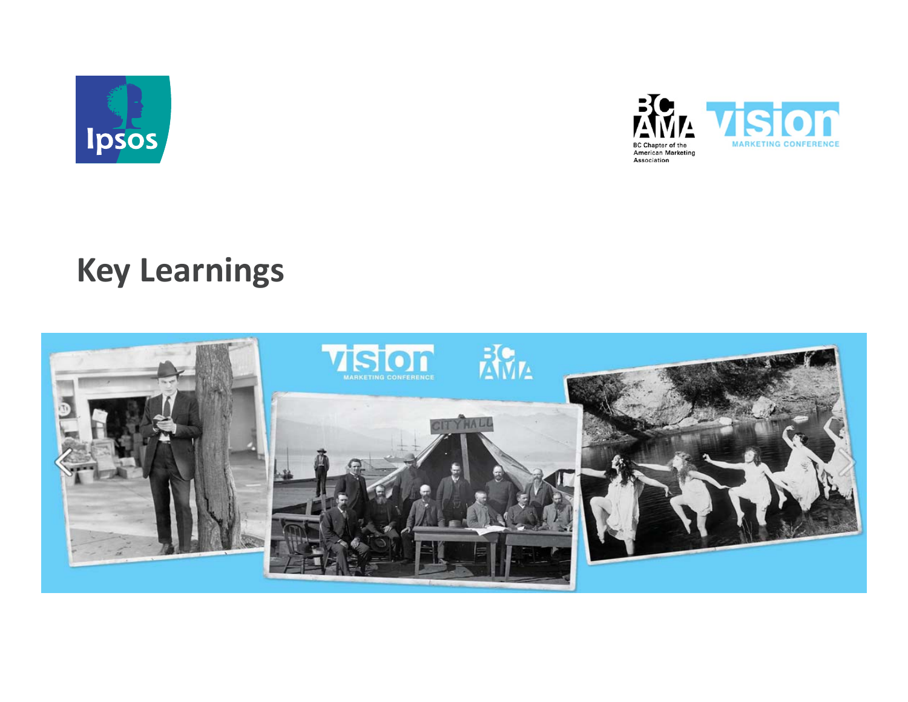# Key Learnings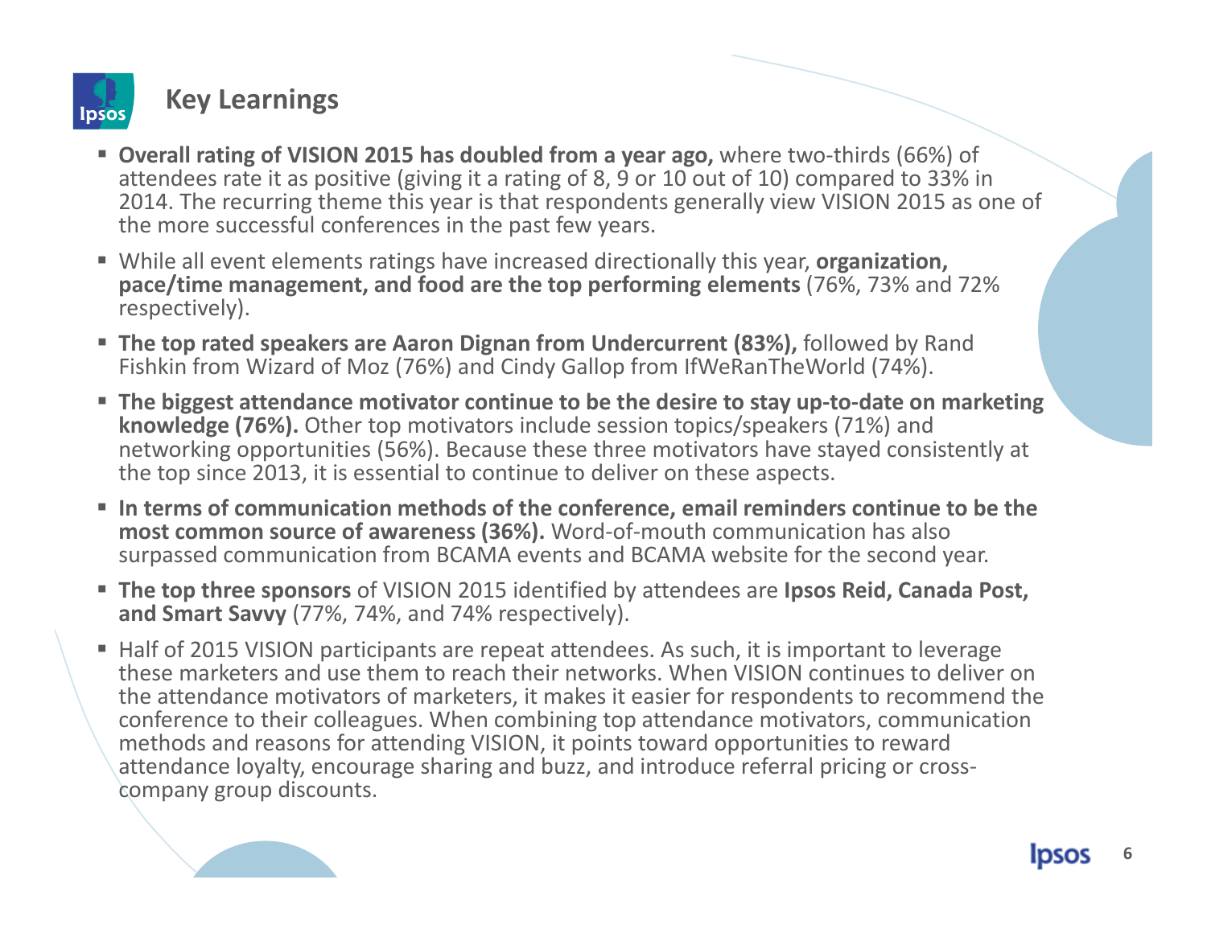## Key Learnings

- **Overall rating of VISION 2015 has doubled from a year ago,** where two-thirds (66%) of attendees rate it as positive (giving it a rating of 8, 9 or 10 out of 10) compared to 33% in 2014. The recurring theme this year is that respondents generally view VISION 2015 as one of the more successful conferences in the past few years.
- While all event elements ratings have increased directionally this year, **organization, pace/time management, and food are the top performing elements** (76%, 73% and 72% respectively).
- **The top rated speakers are Aaron Dignan from Undercurrent (83%),** followed by Rand Fishkin from Wizard of Moz (76%) and Cindy Gallop from IfWeRanTheWorld (74%).
- **The biggest attendance motivator continue to be the desire to stay up-to-date on marketing knowledge (76%).** Other top motivators include session topics/speakers (71%) and networking opportunities (56%). Because these three motivators have stayed consistently at the top since 2013, it is essential to continue to deliver on these aspects.
- **In terms of communication methods of the conference, email reminders continue to be the most common source of awareness (36%).** Word-of-mouth communication has also surpassed communication from BCAMA events and BCAMA website for the second year.
- **The top three sponsors** of VISION 2015 identified by attendees are **Ipsos Reid, Canada Post, and Smart Savvy** (77%, 74%, and 74% respectively).
- Half of 2015 VISION participants are repeat attendees. As such, it is important to leverage these marketers and use them to reach their networks. When VISION continues to deliver on the attendance motivators of marketers, it makes it easier for respondents to recommend the conference to their colleagues. When combining top attendance motivators, communication methods and reasons for attending VISION, it points toward opportunities to reward attendance loyalty, encourage sharing and buzz, and introduce referral pricing or cross-company group discounts.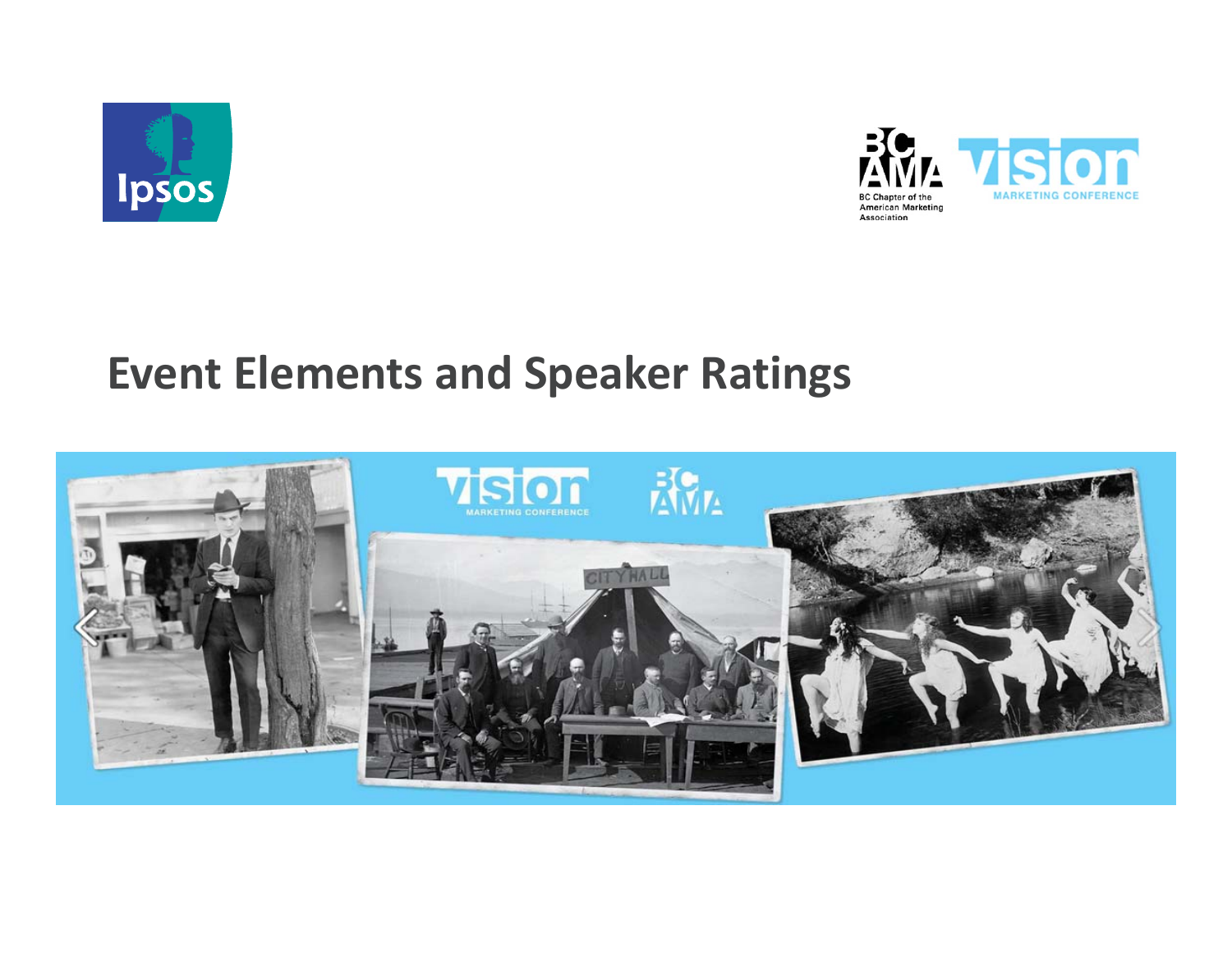# Event Elements and Speaker Ratings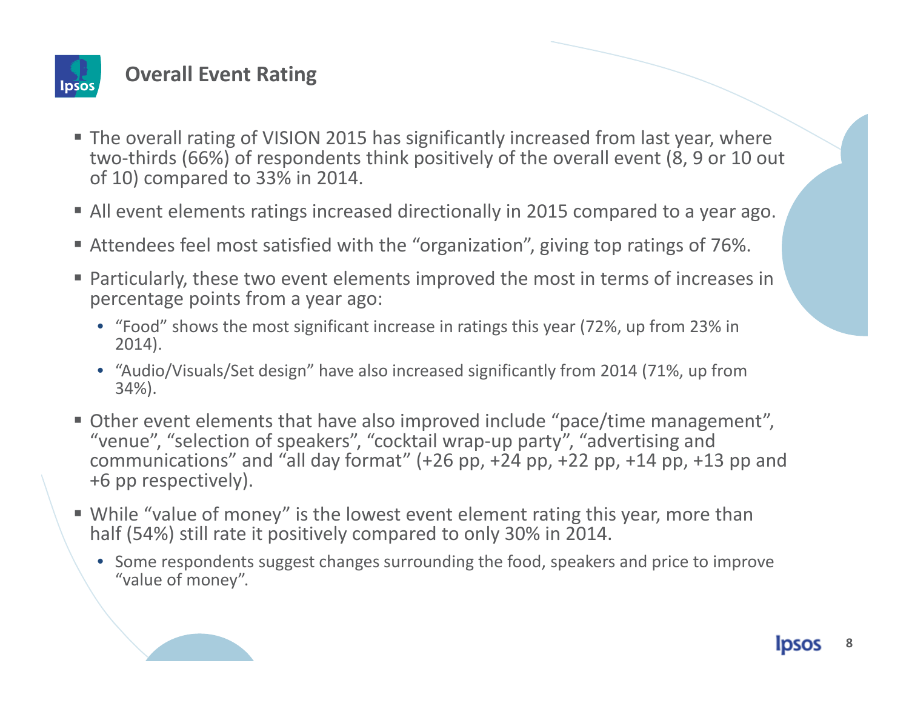## Overall Event Rating

- The overall rating of VISION 2015 has significantly increased from last year, where two-thirds (66%) of respondents think positively of the overall event (8, 9 or 10 out of 10) compared to 33% in 2014.
- All event elements ratings increased directionally in 2015 compared to a year ago.
- Attendees feel most satisfied with the “organization”, giving top ratings of 76%.
- Particularly, these two event elements improved the most in terms of increases in percentage points from a year ago:
  - “Food” shows the most significant increase in ratings this year (72%, up from 23% in 2014).
  - “Audio/Visuals/Set design” have also increased significantly from 2014 (71%, up from 34%).
- Other event elements that have also improved include “pace/time management”, “venue”, “selection of speakers”, “cocktail wrap-up party”, “advertising and communications” and “all day format” (+26 pp, +24 pp, +22 pp, +14 pp, +13 pp and +6 pp respectively).
- While “value of money” is the lowest event element rating this year, more than half (54%) still rate it positively compared to only 30% in 2014.
  - Some respondents suggest changes surrounding the food, speakers and price to improve “value of money”.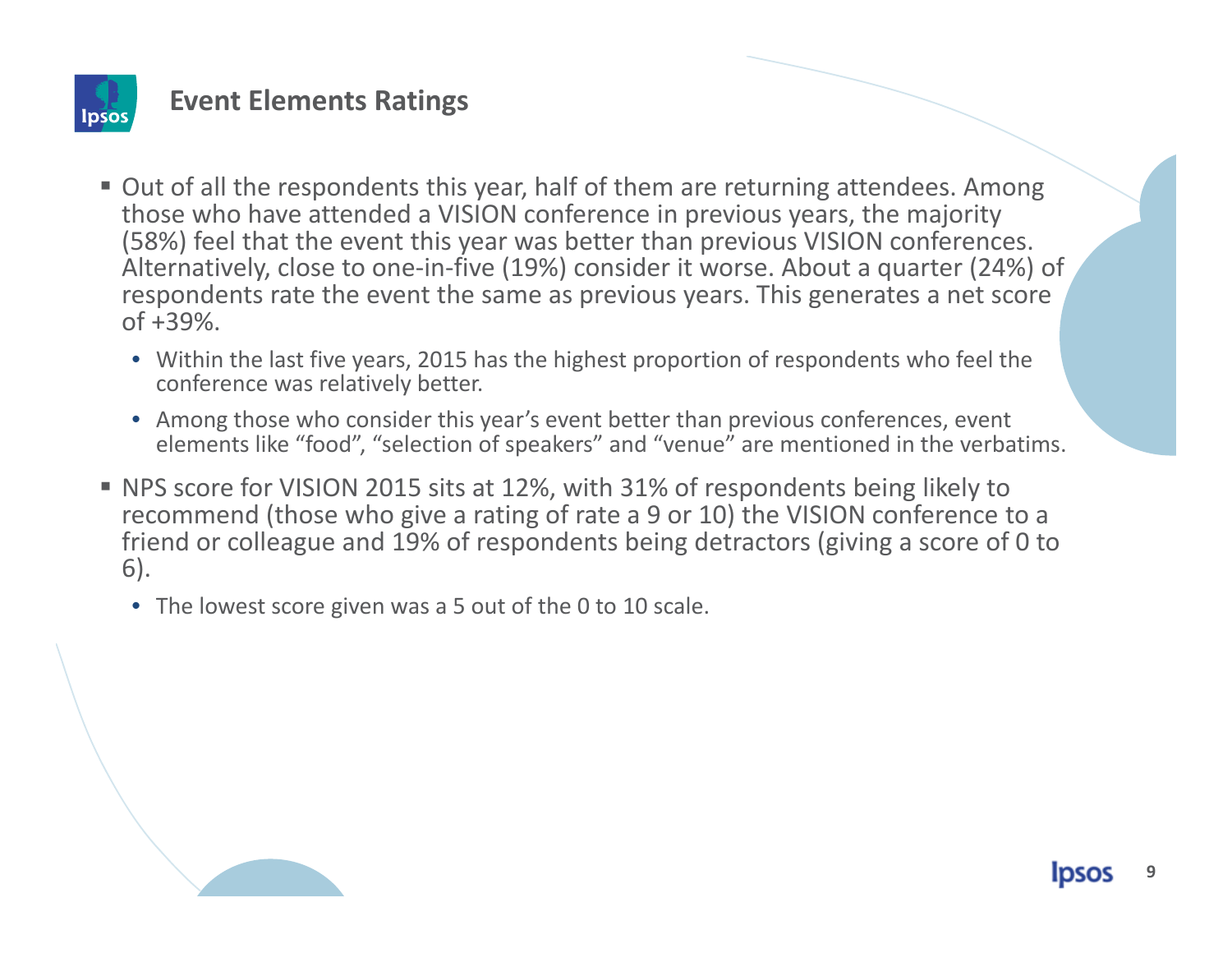## Event Elements Ratings

- Out of all the respondents this year, half of them are returning attendees. Among those who have attended a VISION conference in previous years, the majority (58%) feel that the event this year was better than previous VISION conferences. Alternatively, close to one-in-five (19%) consider it worse. About a quarter (24%) of respondents rate the event the same as previous years. This generates a net score of +39%.
  - Within the last five years, 2015 has the highest proportion of respondents who feel the conference was relatively better.
  - Among those who consider this year's event better than previous conferences, event elements like "food", "selection of speakers" and "venue" are mentioned in the verbatims.
- NPS score for VISION 2015 sits at 12%, with 31% of respondents being likely to recommend (those who give a rating of rate a 9 or 10) the VISION conference to a friend or colleague and 19% of respondents being detractors (giving a score of 0 to 6).
  - The lowest score given was a 5 out of the 0 to 10 scale.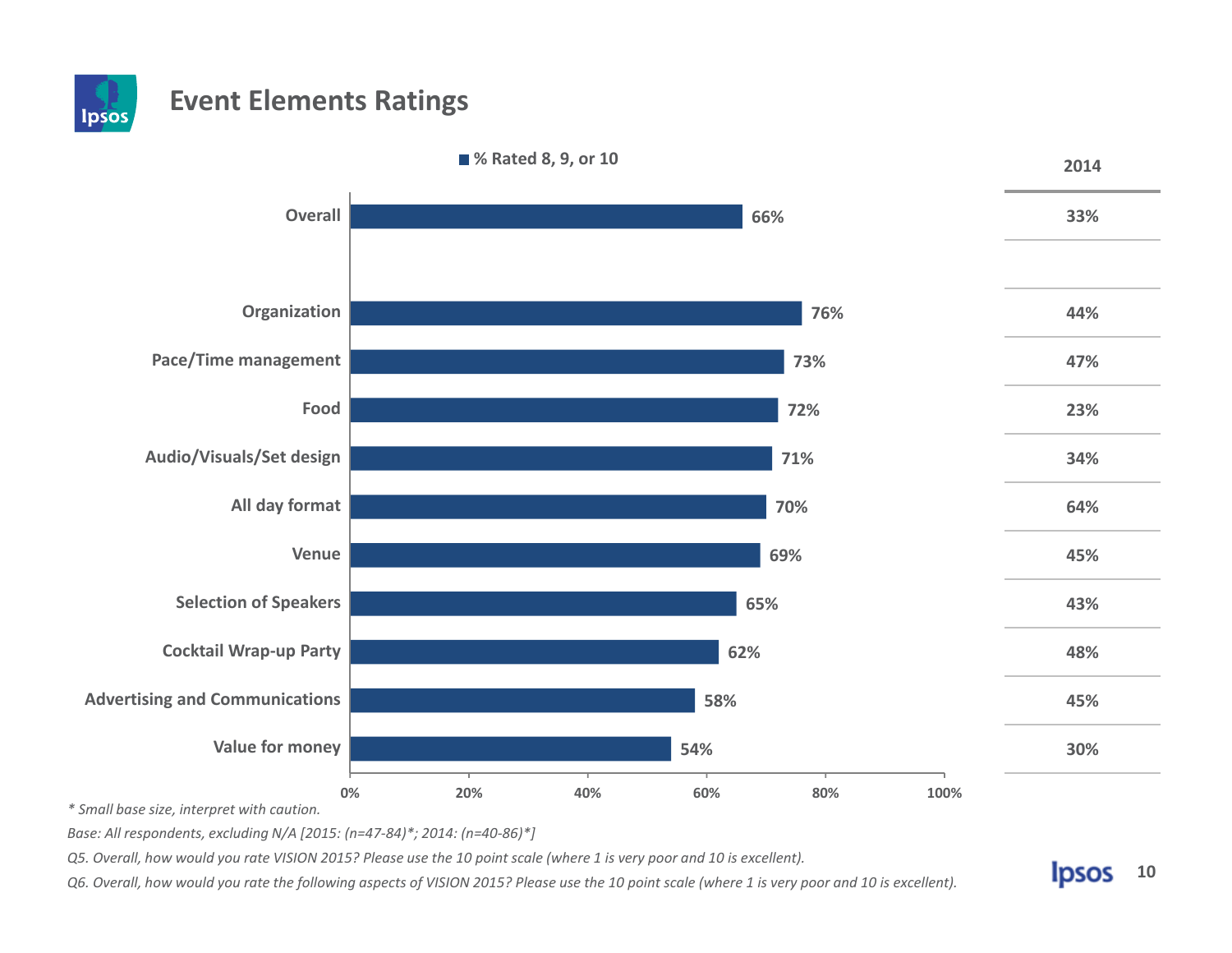# Event Elements Ratings

| | % Rated 8, 9, or 10 | 2014 |
|---|---|---|
| Overall | 66% | 33% |
| Organization | 76% | 44% |
| Pace/Time management | 73% | 47% |
| Food | 72% | 23% |
| Audio/Visuals/Set design | 71% | 34% |
| All day format | 70% | 64% |
| Venue | 69% | 45% |
| Selection of Speakers | 65% | 43% |
| Cocktail Wrap-up Party | 62% | 48% |
| Advertising and Communications | 58% | 45% |
| Value for money | 54% | 30% |

*\* Small base size, interpret with caution.*

*Base: All respondents, excluding N/A [2015: (n=47-84)*; 2014: (n=40-86)*]*

*Q5. Overall, how would you rate VISION 2015? Please use the 10 point scale (where 1 is very poor and 10 is excellent).*

*Q6. Overall, how would you rate the following aspects of VISION 2015? Please use the 10 point scale (where 1 is very poor and 10 is excellent).*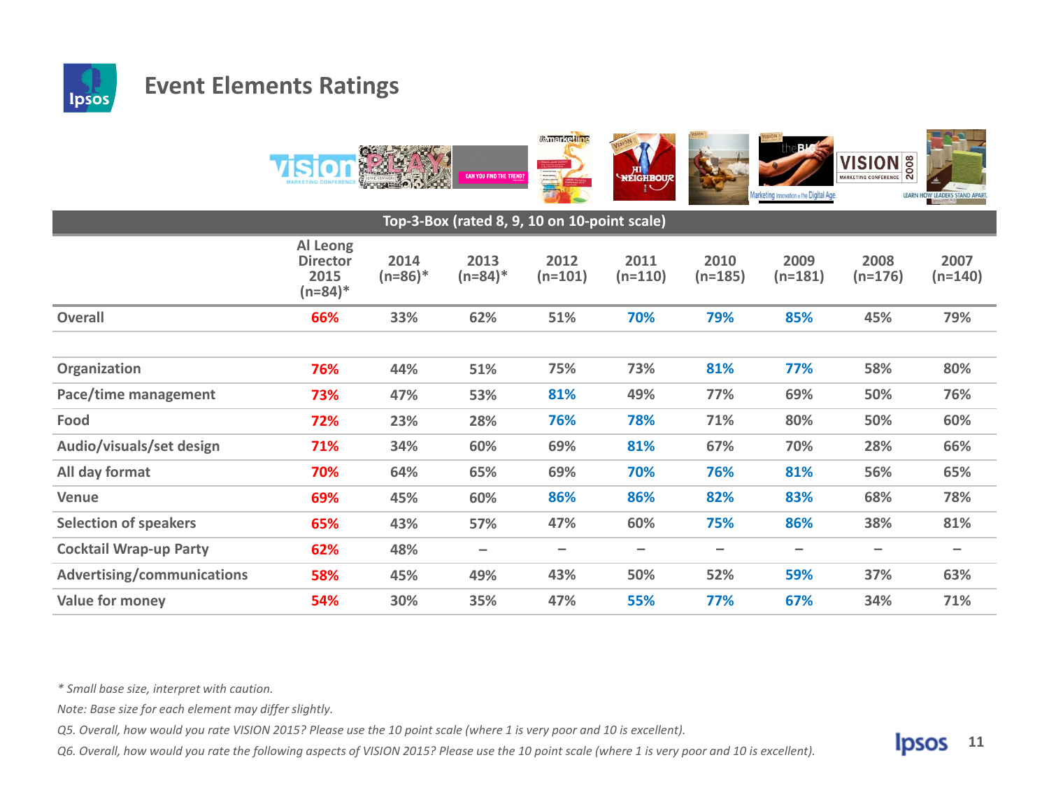## Event Elements Ratings

| Top-3-Box (rated 8, 9, 10 on 10-point scale) | | | | | | | | | |
|---|---|---|---|---|---|---|---|---|---|
| | Al Leong Director 2015 (n=84)* | 2014 (n=86)* | 2013 (n=84)* | 2012 (n=101) | 2011 (n=110) | 2010 (n=185) | 2009 (n=181) | 2008 (n=176) | 2007 (n=140) |
| **Overall** | 66% | 33% | 62% | 51% | 70% | 79% | 85% | 45% | 79% |
| | | | | | | | | | |
| **Organization** | 76% | 44% | 51% | 75% | 73% | 81% | 77% | 58% | 80% |
| **Pace/time management** | 73% | 47% | 53% | 81% | 49% | 77% | 69% | 50% | 76% |
| **Food** | 72% | 23% | 28% | 76% | 78% | 71% | 80% | 50% | 60% |
| **Audio/visuals/set design** | 71% | 34% | 60% | 69% | 81% | 67% | 70% | 28% | 66% |
| **All day format** | 70% | 64% | 65% | 69% | 70% | 76% | 81% | 56% | 65% |
| **Venue** | 69% | 45% | 60% | 86% | 86% | 82% | 83% | 68% | 78% |
| **Selection of speakers** | 65% | 43% | 57% | 47% | 60% | 75% | 86% | 38% | 81% |
| **Cocktail Wrap-up Party** | 62% | 48% | – | – | – | – | – | – | – |
| **Advertising/communications** | 58% | 45% | 49% | 43% | 50% | 52% | 59% | 37% | 63% |
| **Value for money** | 54% | 30% | 35% | 47% | 55% | 77% | 67% | 34% | 71% |

*\* Small base size, interpret with caution.*

*Note: Base size for each element may differ slightly.*

*Q5. Overall, how would you rate VISION 2015? Please use the 10 point scale (where 1 is very poor and 10 is excellent).*

*Q6. Overall, how would you rate the following aspects of VISION 2015? Please use the 10 point scale (where 1 is very poor and 10 is excellent).*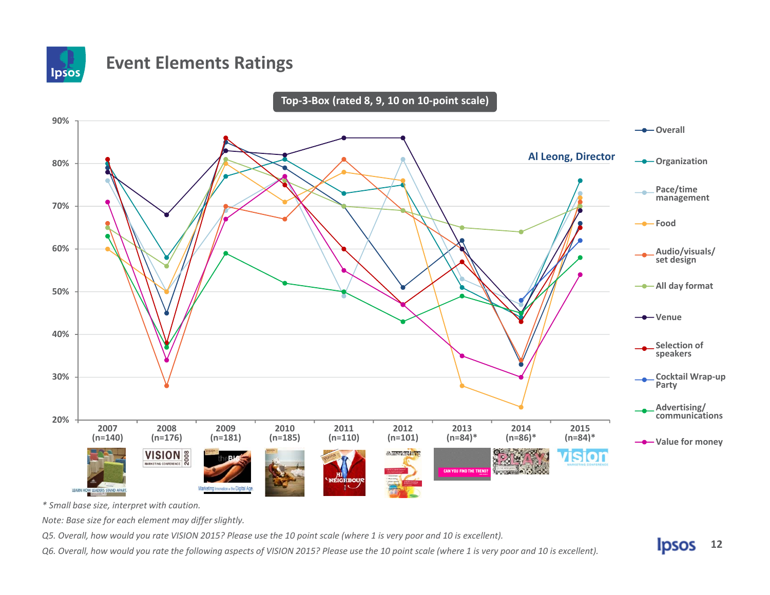# Event Elements Ratings

Top-3-Box (rated 8, 9, 10 on 10-point scale)

Al Leong, Director

| | 2007 (n=140) | 2008 (n=176) | 2009 (n=181) | 2010 (n=185) | 2011 (n=110) | 2012 (n=101) | 2013 (n=84)* | 2014 (n=86)* | 2015 (n=84)* |
|---|---|---|---|---|---|---|---|---|---|
| Overall | 79% | 45% | 85% | 79% | 70% | 51% | 62% | 33% | 66% |
| Organization | 80% | 58% | 77% | 81% | 73% | 75% | 51% | 44% | 76% |
| Pace/time management | 76% | 50% | 69% | 77% | 49% | 81% | 53% | 47% | 73% |
| Food | 60% | 50% | 80% | 71% | 78% | 76% | 28% | 23% | 72% |
| Audio/visuals/set design | 66% | 28% | 70% | 67% | 81% | 69% | 60% | 34% | 71% |
| All day format | 65% | 56% | 81% | 76% | 70% | 69% | 65% | 64% | 70% |
| Venue | 78% | 68% | 83% | 82% | 86% | 86% | 60% | 44% | 69% |
| Selection of speakers | 81% | 38% | 86% | 75% | 60% | 47% | 57% | 43% | 65% |
| Cocktail Wrap-up Party | | | | | | | | 48% | 62% |
| Advertising/communications | 63% | 37% | 59% | 52% | 50% | 43% | 49% | 45% | 58% |
| Value for money | 71% | 34% | 67% | 77% | 55% | 47% | 35% | 30% | 54% |

*\* Small base size, interpret with caution.*

*Note: Base size for each element may differ slightly.*

*Q5. Overall, how would you rate VISION 2015? Please use the 10 point scale (where 1 is very poor and 10 is excellent).*

*Q6. Overall, how would you rate the following aspects of VISION 2015? Please use the 10 point scale (where 1 is very poor and 10 is excellent).*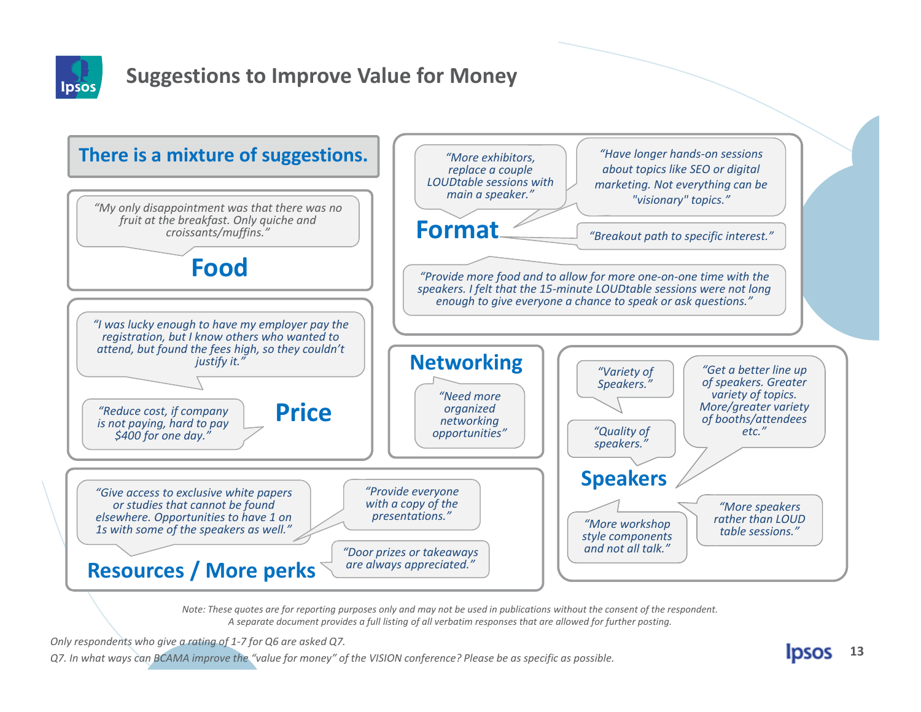# Suggestions to Improve Value for Money

**There is a mixture of suggestions.**

## Food

*"My only disappointment was that there was no fruit at the breakfast. Only quiche and croissants/muffins."*

## Price

*"I was lucky enough to have my employer pay the registration, but I know others who wanted to attend, but found the fees high, so they couldn't justify it."*

*"Reduce cost, if company is not paying, hard to pay $400 for one day."*

## Format

*"More exhibitors, replace a couple LOUDtable sessions with main a speaker."*

*"Have longer hands-on sessions about topics like SEO or digital marketing. Not everything can be "visionary" topics."*

*"Breakout path to specific interest."*

*"Provide more food and to allow for more one-on-one time with the speakers. I felt that the 15-minute LOUDtable sessions were not long enough to give everyone a chance to speak or ask questions."*

## Networking

*"Need more organized networking opportunities"*

## Speakers

*"Variety of Speakers."*

*"Quality of speakers."*

*"Get a better line up of speakers. Greater variety of topics. More/greater variety of booths/attendees etc."*

*"More workshop style components and not all talk."*

*"More speakers rather than LOUD table sessions."*

## Resources / More perks

*"Give access to exclusive white papers or studies that cannot be found elsewhere. Opportunities to have 1 on 1s with some of the speakers as well."*

*"Provide everyone with a copy of the presentations."*

*"Door prizes or takeaways are always appreciated."*

*Note: These quotes are for reporting purposes only and may not be used in publications without the consent of the respondent. A separate document provides a full listing of all verbatim responses that are allowed for further posting.*

*Only respondents who give a rating of 1-7 for Q6 are asked Q7.*

*Q7. In what ways can BCAMA improve the "value for money" of the VISION conference? Please be as specific as possible.*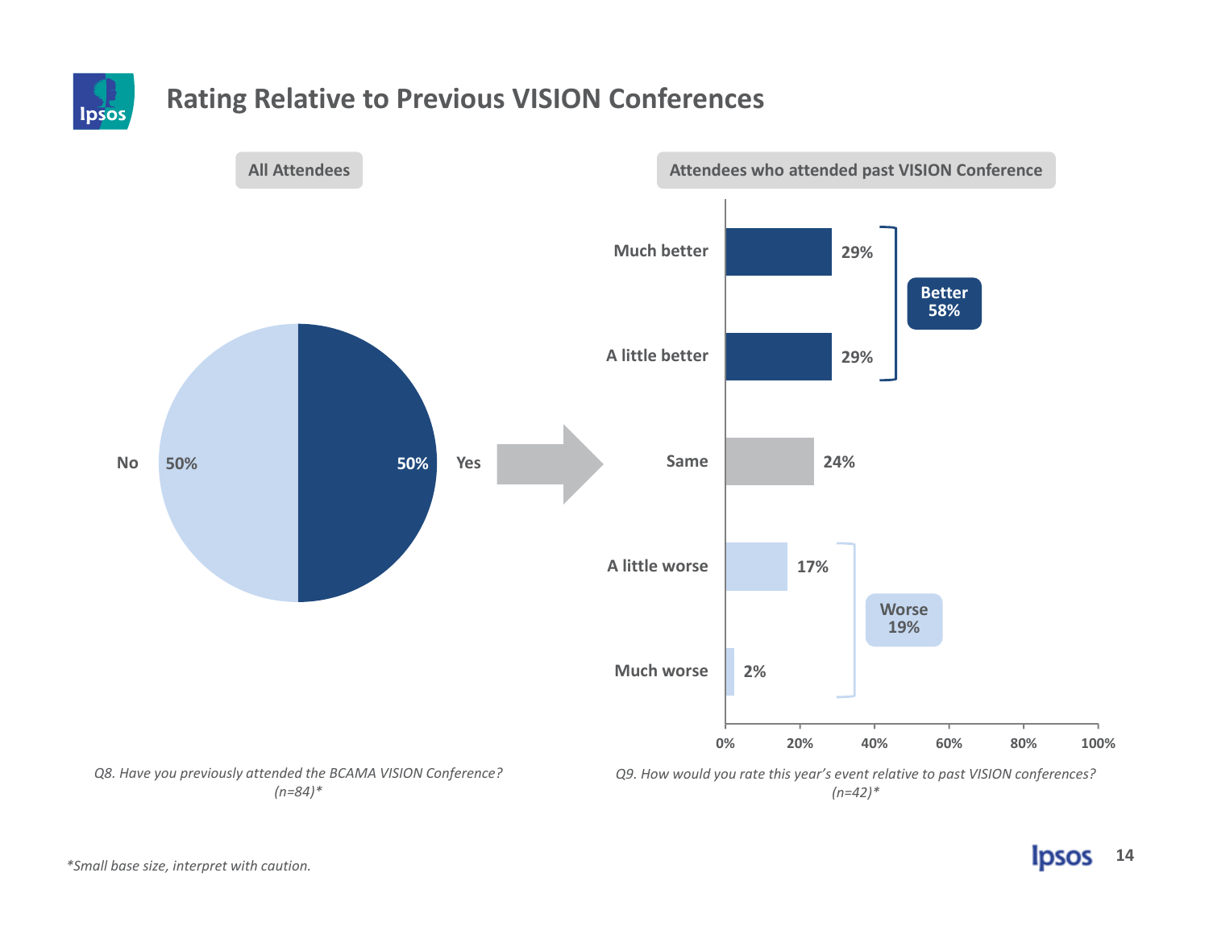# Rating Relative to Previous VISION Conferences

**All Attendees**

| Response | % |
|---|---|
| No | 50% |
| Yes | 50% |

*Q8. Have you previously attended the BCAMA VISION Conference? (n=84)**

**Attendees who attended past VISION Conference**

| Rating | % |
|---|---|
| Much better | 29% |
| A little better | 29% |
| Same | 24% |
| A little worse | 17% |
| Much worse | 2% |

**Better 58%**

**Worse 19%**

*Q9. How would you rate this year's event relative to past VISION conferences? (n=42)**

*Small base size, interpret with caution.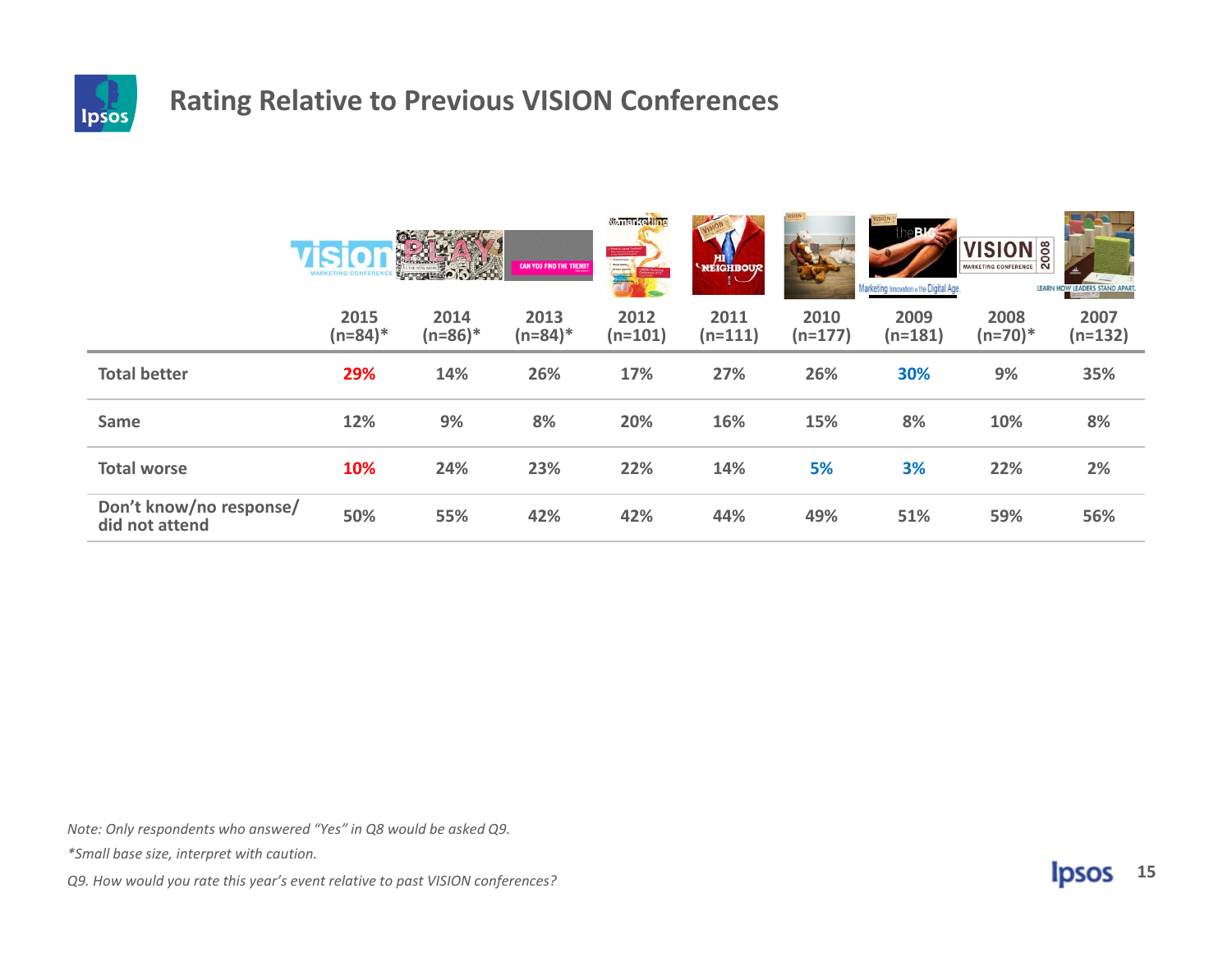# Rating Relative to Previous VISION Conferences

| | 2015 (n=84)* | 2014 (n=86)* | 2013 (n=84)* | 2012 (n=101) | 2011 (n=111) | 2010 (n=177) | 2009 (n=181) | 2008 (n=70)* | 2007 (n=132) |
|---|---|---|---|---|---|---|---|---|---|
| **Total better** | 29% | 14% | 26% | 17% | 27% | 26% | 30% | 9% | 35% |
| **Same** | 12% | 9% | 8% | 20% | 16% | 15% | 8% | 10% | 8% |
| **Total worse** | 10% | 24% | 23% | 22% | 14% | 5% | 3% | 22% | 2% |
| **Don't know/no response/ did not attend** | 50% | 55% | 42% | 42% | 44% | 49% | 51% | 59% | 56% |

*Note: Only respondents who answered "Yes" in Q8 would be asked Q9.*

*\*Small base size, interpret with caution.*

*Q9. How would you rate this year's event relative to past VISION conferences?*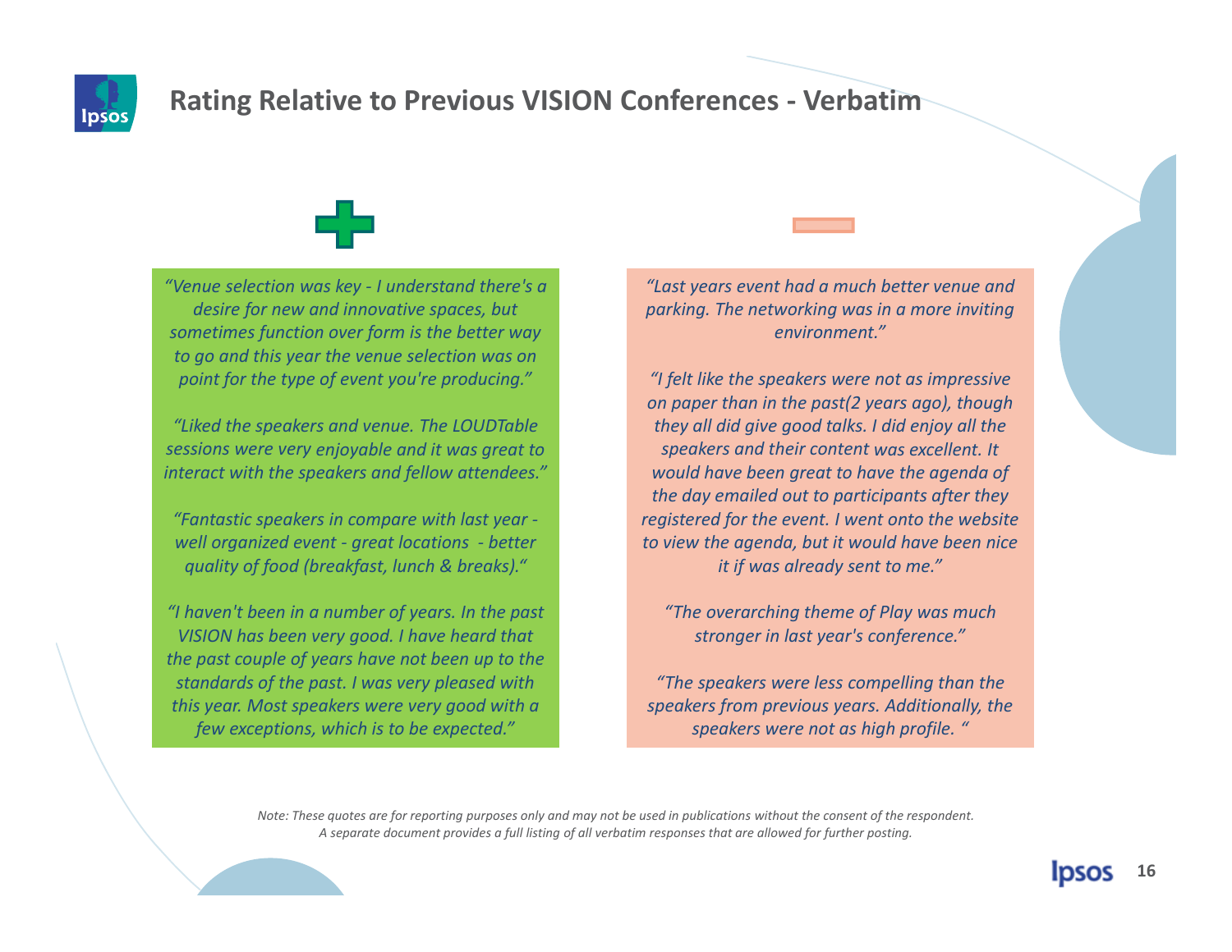# Rating Relative to Previous VISION Conferences - Verbatim

## +

*"Venue selection was key - I understand there's a desire for new and innovative spaces, but sometimes function over form is the better way to go and this year the venue selection was on point for the type of event you're producing."*

*"Liked the speakers and venue. The LOUDTable sessions were very enjoyable and it was great to interact with the speakers and fellow attendees."*

*"Fantastic speakers in compare with last year - well organized event - great locations - better quality of food (breakfast, lunch & breaks)."*

*"I haven't been in a number of years. In the past VISION has been very good. I have heard that the past couple of years have not been up to the standards of the past. I was very pleased with this year. Most speakers were very good with a few exceptions, which is to be expected."*

## −

*"Last years event had a much better venue and parking. The networking was in a more inviting environment."*

*"I felt like the speakers were not as impressive on paper than in the past(2 years ago), though they all did give good talks. I did enjoy all the speakers and their content was excellent. It would have been great to have the agenda of the day emailed out to participants after they registered for the event. I went onto the website to view the agenda, but it would have been nice it if was already sent to me."*

*"The overarching theme of Play was much stronger in last year's conference."*

*"The speakers were less compelling than the speakers from previous years. Additionally, the speakers were not as high profile. "*

*Note: These quotes are for reporting purposes only and may not be used in publications without the consent of the respondent. A separate document provides a full listing of all verbatim responses that are allowed for further posting.*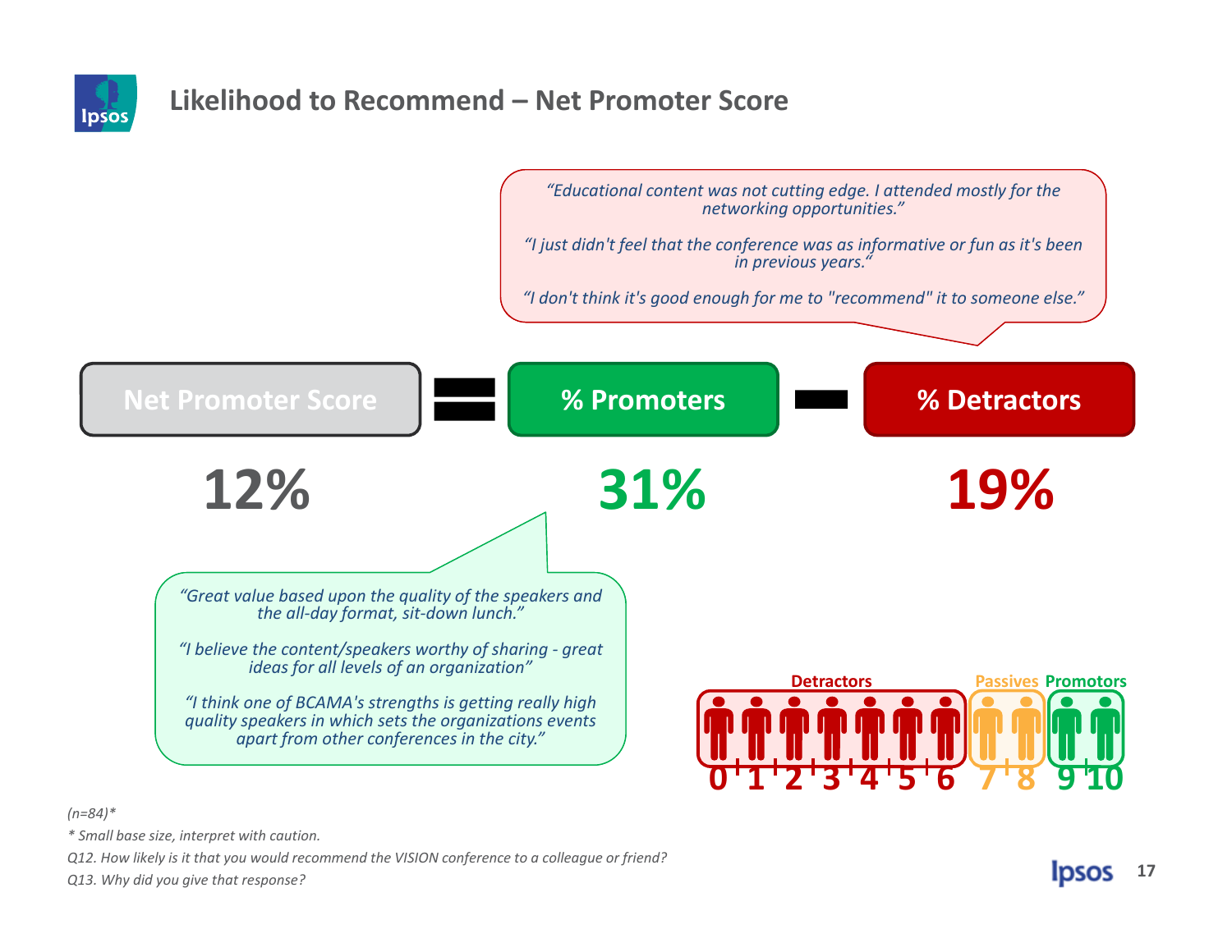## Likelihood to Recommend – Net Promoter Score

> *"Educational content was not cutting edge. I attended mostly for the networking opportunities."*
>
> *"I just didn't feel that the conference was as informative or fun as it's been in previous years."*
>
> *"I don't think it's good enough for me to "recommend" it to someone else."*

| Net Promoter Score | = | % Promoters | – | % Detractors |
|---|---|---|---|---|
| **12%** | | **31%** | | **19%** |

> *"Great value based upon the quality of the speakers and the all-day format, sit-down lunch."*
>
> *"I believe the content/speakers worthy of sharing - great ideas for all levels of an organization"*
>
> *"I think one of BCAMA's strengths is getting really high quality speakers in which sets the organizations events apart from other conferences in the city."*

**Detractors:** 0 1 2 3 4 5 6 | **Passives:** 7 8 | **Promotors:** 9 10

*(n=84)**

** Small base size, interpret with caution.*

*Q12. How likely is it that you would recommend the VISION conference to a colleague or friend?*

*Q13. Why did you give that response?*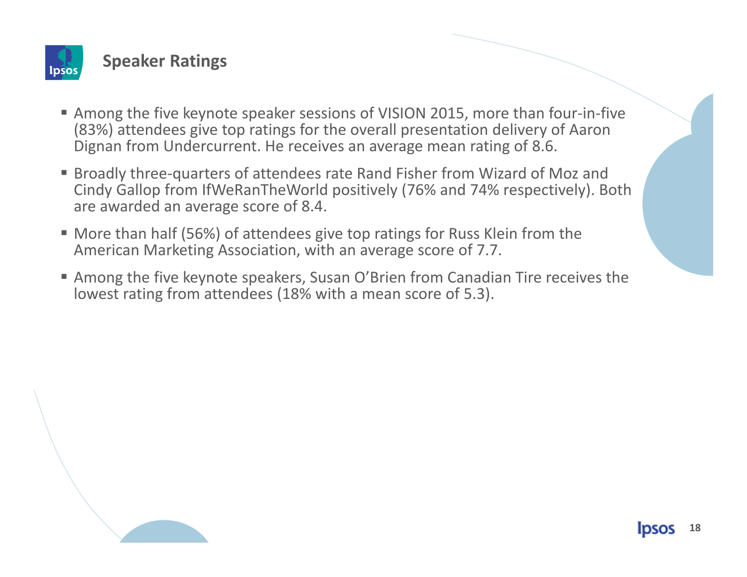## Speaker Ratings

- Among the five keynote speaker sessions of VISION 2015, more than four-in-five (83%) attendees give top ratings for the overall presentation delivery of Aaron Dignan from Undercurrent. He receives an average mean rating of 8.6.
- Broadly three-quarters of attendees rate Rand Fisher from Wizard of Moz and Cindy Gallop from IfWeRanTheWorld positively (76% and 74% respectively). Both are awarded an average score of 8.4.
- More than half (56%) of attendees give top ratings for Russ Klein from the American Marketing Association, with an average score of 7.7.
- Among the five keynote speakers, Susan O'Brien from Canadian Tire receives the lowest rating from attendees (18% with a mean score of 5.3).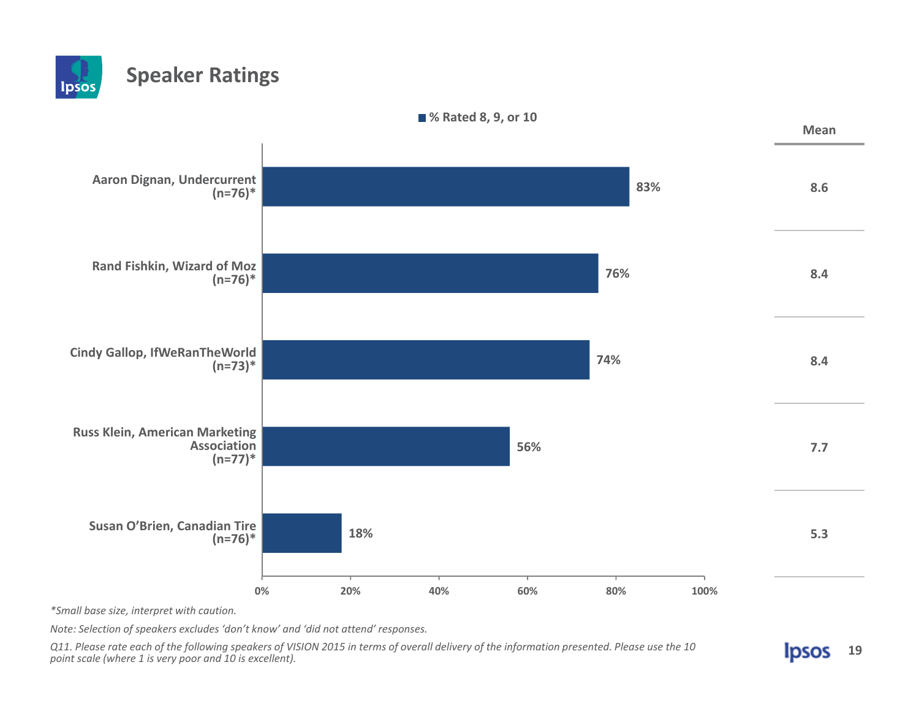# Speaker Ratings

| Speaker | % Rated 8, 9, or 10 | Mean |
|---|---|---|
| Aaron Dignan, Undercurrent (n=76)* | 83% | 8.6 |
| Rand Fishkin, Wizard of Moz (n=76)* | 76% | 8.4 |
| Cindy Gallop, IfWeRanTheWorld (n=73)* | 74% | 8.4 |
| Russ Klein, American Marketing Association (n=77)* | 56% | 7.7 |
| Susan O'Brien, Canadian Tire (n=76)* | 18% | 5.3 |

*Small base size, interpret with caution.*

*Note: Selection of speakers excludes 'don't know' and 'did not attend' responses.*

*Q11. Please rate each of the following speakers of VISION 2015 in terms of overall delivery of the information presented. Please use the 10 point scale (where 1 is very poor and 10 is excellent).*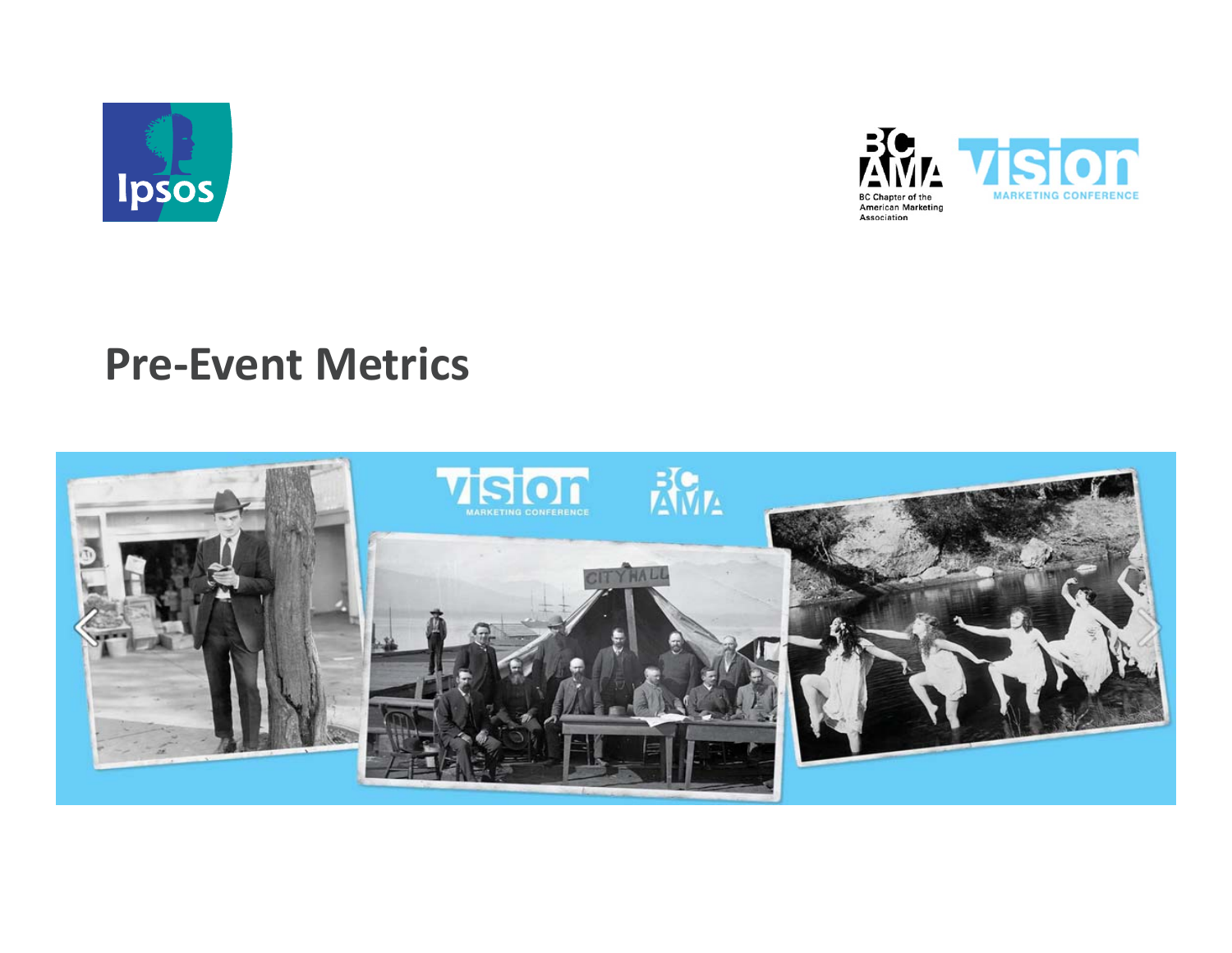# Pre-Event Metrics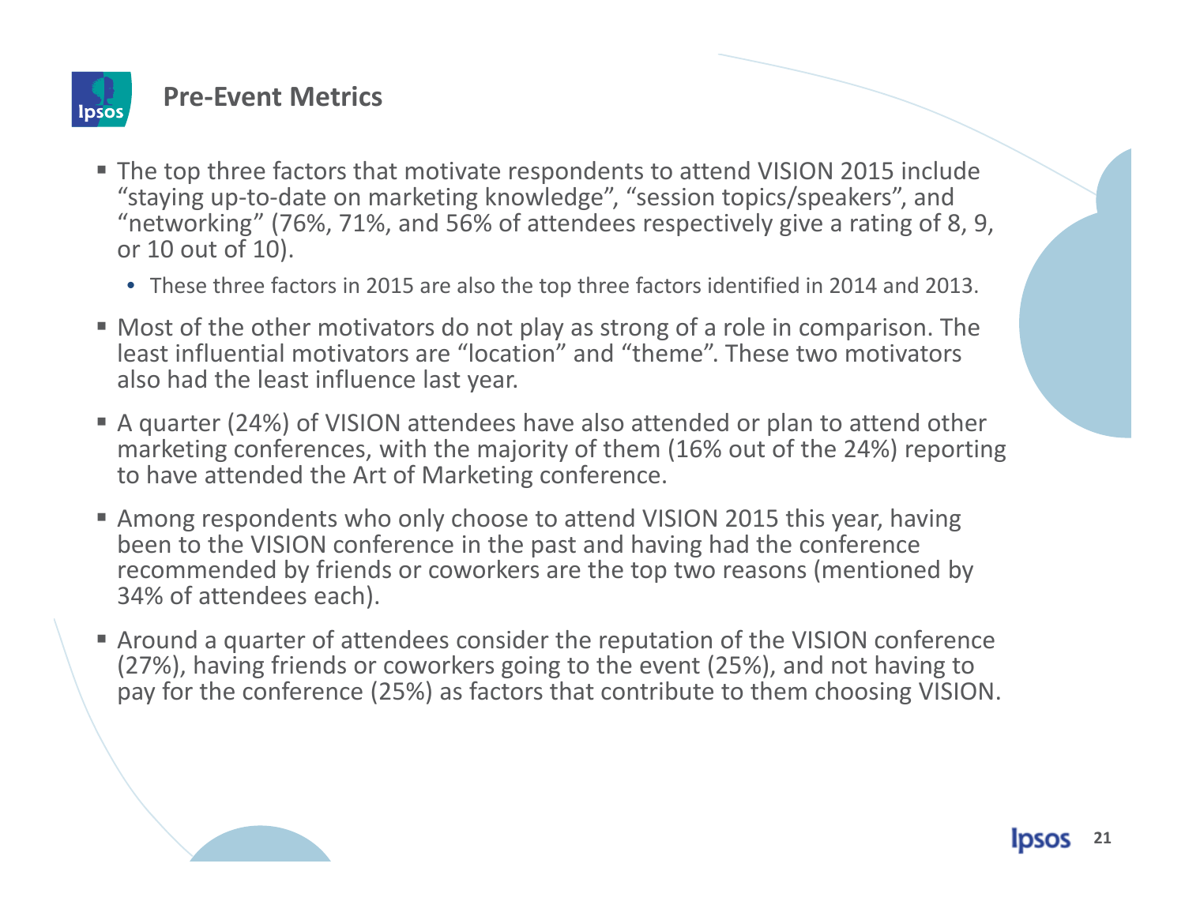## Pre-Event Metrics

- The top three factors that motivate respondents to attend VISION 2015 include "staying up-to-date on marketing knowledge", "session topics/speakers", and "networking" (76%, 71%, and 56% of attendees respectively give a rating of 8, 9, or 10 out of 10).
  - These three factors in 2015 are also the top three factors identified in 2014 and 2013.
- Most of the other motivators do not play as strong of a role in comparison. The least influential motivators are "location" and "theme". These two motivators also had the least influence last year.
- A quarter (24%) of VISION attendees have also attended or plan to attend other marketing conferences, with the majority of them (16% out of the 24%) reporting to have attended the Art of Marketing conference.
- Among respondents who only choose to attend VISION 2015 this year, having been to the VISION conference in the past and having had the conference recommended by friends or coworkers are the top two reasons (mentioned by 34% of attendees each).
- Around a quarter of attendees consider the reputation of the VISION conference (27%), having friends or coworkers going to the event (25%), and not having to pay for the conference (25%) as factors that contribute to them choosing VISION.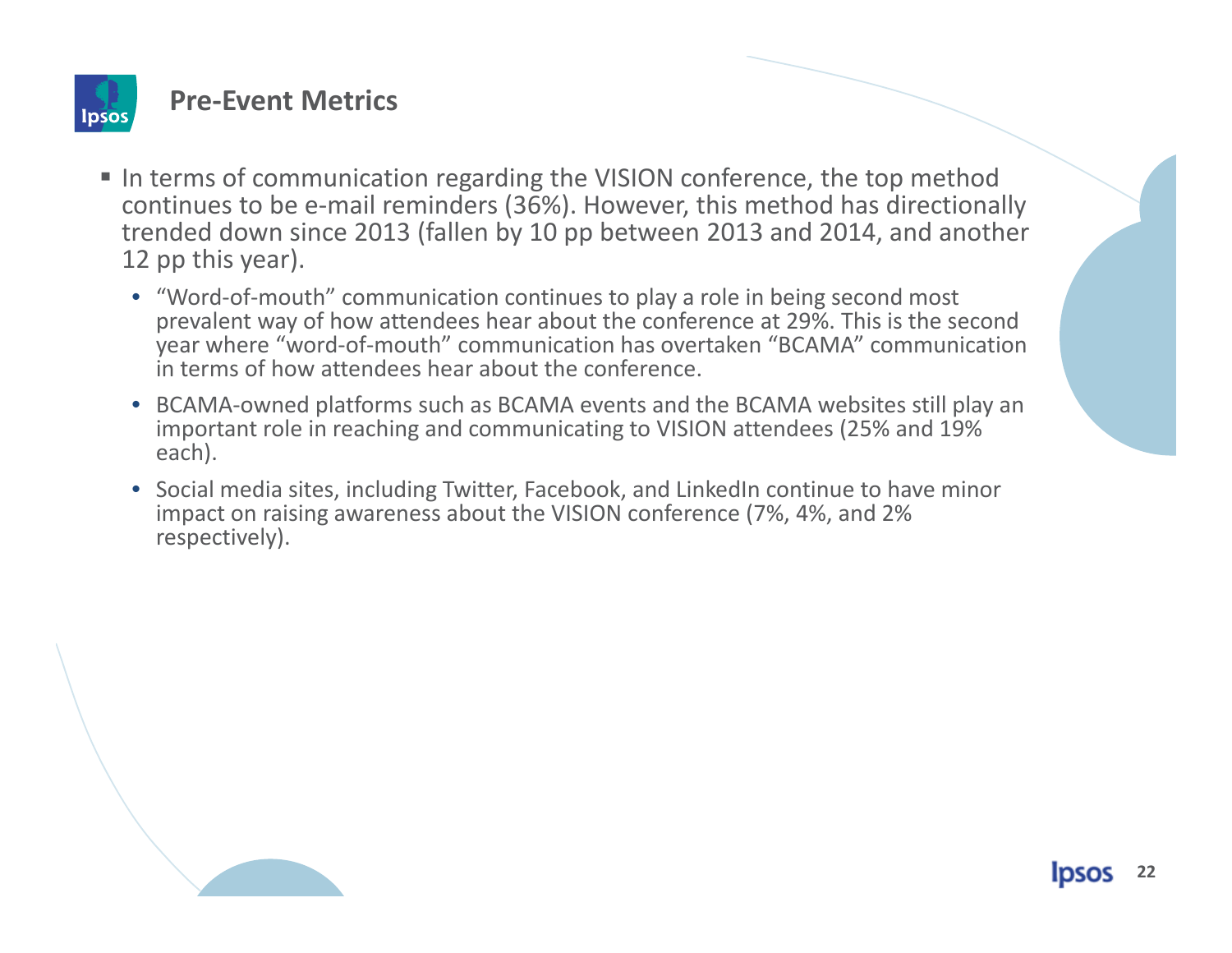## Pre-Event Metrics

- In terms of communication regarding the VISION conference, the top method continues to be e-mail reminders (36%). However, this method has directionally trended down since 2013 (fallen by 10 pp between 2013 and 2014, and another 12 pp this year).
  - “Word-of-mouth” communication continues to play a role in being second most prevalent way of how attendees hear about the conference at 29%. This is the second year where “word-of-mouth” communication has overtaken “BCAMA” communication in terms of how attendees hear about the conference.
  - BCAMA-owned platforms such as BCAMA events and the BCAMA websites still play an important role in reaching and communicating to VISION attendees (25% and 19% each).
  - Social media sites, including Twitter, Facebook, and LinkedIn continue to have minor impact on raising awareness about the VISION conference (7%, 4%, and 2% respectively).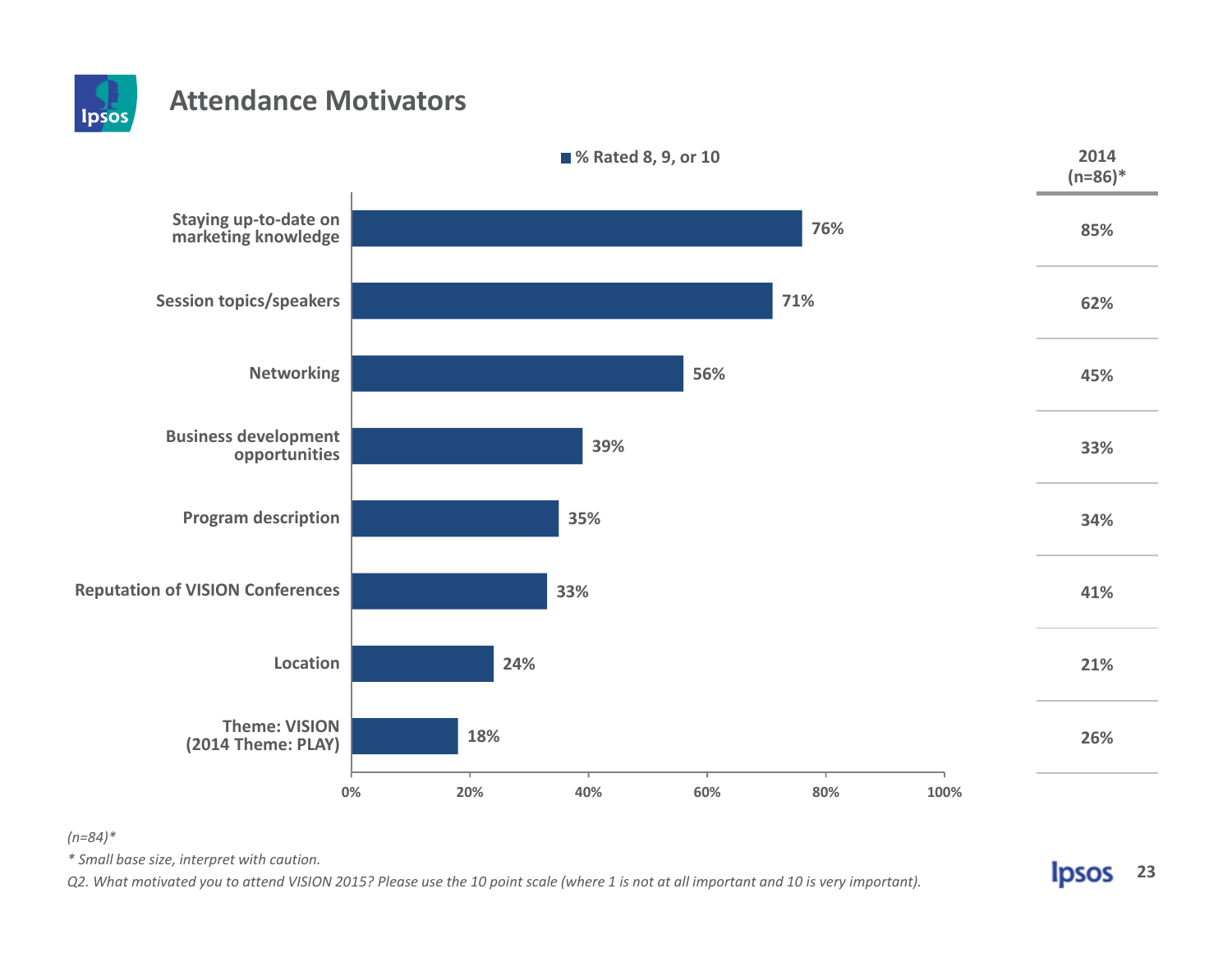# Attendance Motivators

| Motivator | % Rated 8, 9, or 10 | 2014 (n=86)* |
|---|---|---|
| Staying up-to-date on marketing knowledge | 76% | 85% |
| Session topics/speakers | 71% | 62% |
| Networking | 56% | 45% |
| Business development opportunities | 39% | 33% |
| Program description | 35% | 34% |
| Reputation of VISION Conferences | 33% | 41% |
| Location | 24% | 21% |
| Theme: VISION (2014 Theme: PLAY) | 18% | 26% |

*(n=84)**

*\* Small base size, interpret with caution.*

*Q2. What motivated you to attend VISION 2015? Please use the 10 point scale (where 1 is not at all important and 10 is very important).*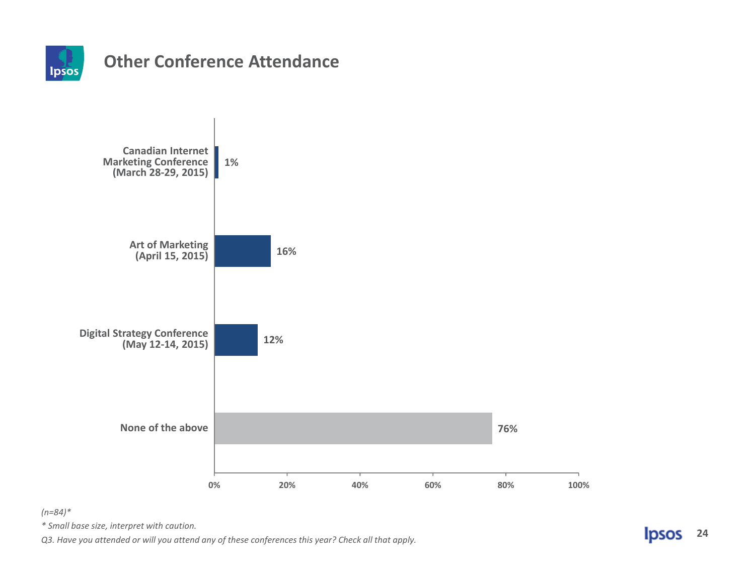# Other Conference Attendance

| Conference | % |
|---|---|
| Canadian Internet Marketing Conference (March 28-29, 2015) | 1% |
| Art of Marketing (April 15, 2015) | 16% |
| Digital Strategy Conference (May 12-14, 2015) | 12% |
| None of the above | 76% |

*(n=84)**

** Small base size, interpret with caution.*

*Q3. Have you attended or will you attend any of these conferences this year? Check all that apply.*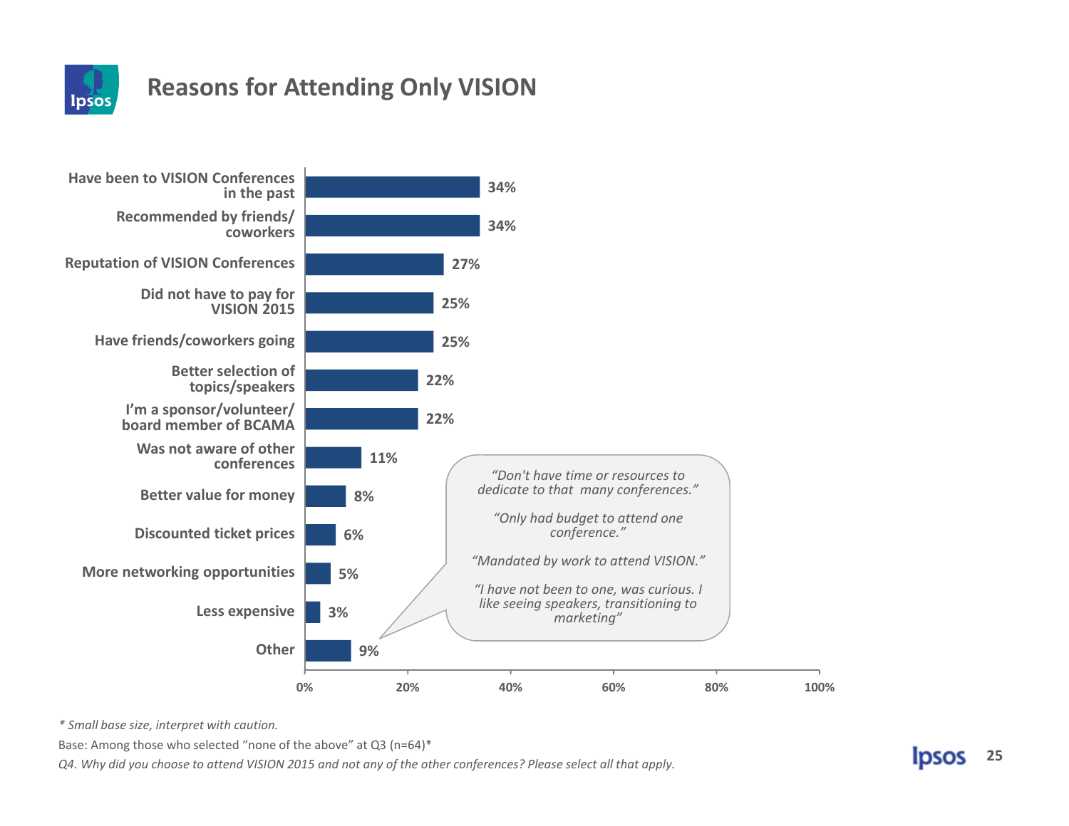# Reasons for Attending Only VISION

| Reason | % |
|---|---|
| Have been to VISION Conferences in the past | 34% |
| Recommended by friends/ coworkers | 34% |
| Reputation of VISION Conferences | 27% |
| Did not have to pay for VISION 2015 | 25% |
| Have friends/coworkers going | 25% |
| Better selection of topics/speakers | 22% |
| I'm a sponsor/volunteer/ board member of BCAMA | 22% |
| Was not aware of other conferences | 11% |
| Better value for money | 8% |
| Discounted ticket prices | 6% |
| More networking opportunities | 5% |
| Less expensive | 3% |
| Other | 9% |

*"Don't have time or resources to dedicate to that many conferences."*

*"Only had budget to attend one conference."*

*"Mandated by work to attend VISION."*

*"I have not been to one, was curious. I like seeing speakers, transitioning to marketing"*

*\* Small base size, interpret with caution.*

Base: Among those who selected "none of the above" at Q3 (n=64)*

*Q4. Why did you choose to attend VISION 2015 and not any of the other conferences? Please select all that apply.*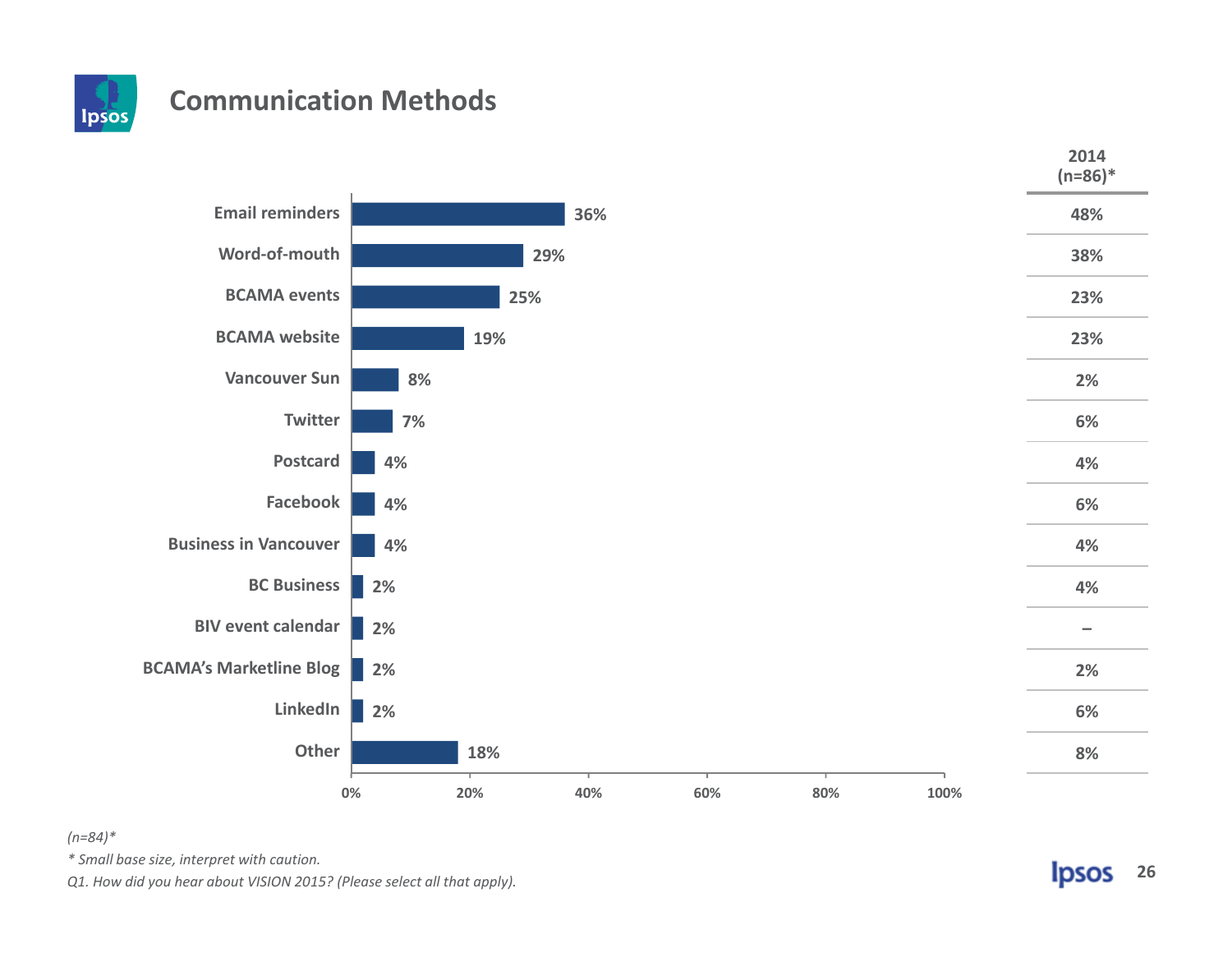# Communication Methods

| | 2015 | 2014 (n=86)* |
|---|---|---|
| Email reminders | 36% | 48% |
| Word-of-mouth | 29% | 38% |
| BCAMA events | 25% | 23% |
| BCAMA website | 19% | 23% |
| Vancouver Sun | 8% | 2% |
| Twitter | 7% | 6% |
| Postcard | 4% | 4% |
| Facebook | 4% | 6% |
| Business in Vancouver | 4% | 4% |
| BC Business | 2% | 4% |
| BIV event calendar | 2% | – |
| BCAMA's Marketline Blog | 2% | 2% |
| LinkedIn | 2% | 6% |
| Other | 18% | 8% |

*(n=84)**

*\* Small base size, interpret with caution.*

*Q1. How did you hear about VISION 2015? (Please select all that apply).*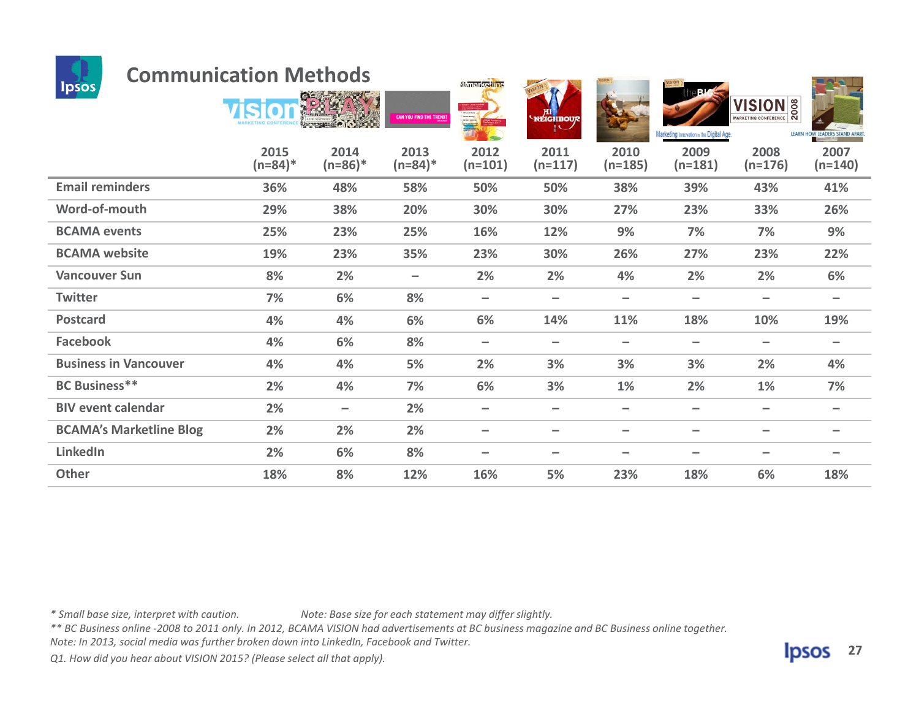## Communication Methods

| | 2015 (n=84)* | 2014 (n=86)* | 2013 (n=84)* | 2012 (n=101) | 2011 (n=117) | 2010 (n=185) | 2009 (n=181) | 2008 (n=176) | 2007 (n=140) |
|---|---|---|---|---|---|---|---|---|---|
| Email reminders | 36% | 48% | 58% | 50% | 50% | 38% | 39% | 43% | 41% |
| Word-of-mouth | 29% | 38% | 20% | 30% | 30% | 27% | 23% | 33% | 26% |
| BCAMA events | 25% | 23% | 25% | 16% | 12% | 9% | 7% | 7% | 9% |
| BCAMA website | 19% | 23% | 35% | 23% | 30% | 26% | 27% | 23% | 22% |
| Vancouver Sun | 8% | 2% | – | 2% | 2% | 4% | 2% | 2% | 6% |
| Twitter | 7% | 6% | 8% | – | – | – | – | – | – |
| Postcard | 4% | 4% | 6% | 6% | 14% | 11% | 18% | 10% | 19% |
| Facebook | 4% | 6% | 8% | – | – | – | – | – | – |
| Business in Vancouver | 4% | 4% | 5% | 2% | 3% | 3% | 3% | 2% | 4% |
| BC Business** | 2% | 4% | 7% | 6% | 3% | 1% | 2% | 1% | 7% |
| BIV event calendar | 2% | – | 2% | – | – | – | – | – | – |
| BCAMA's Marketline Blog | 2% | 2% | 2% | – | – | – | – | – | – |
| LinkedIn | 2% | 6% | 8% | – | – | – | – | – | – |
| Other | 18% | 8% | 12% | 16% | 5% | 23% | 18% | 6% | 18% |

*\* Small base size, interpret with caution.* *Note: Base size for each statement may differ slightly.*

*\*\* BC Business online -2008 to 2011 only. In 2012, BCAMA VISION had advertisements at BC business magazine and BC Business online together.*

*Note: In 2013, social media was further broken down into LinkedIn, Facebook and Twitter.*

*Q1. How did you hear about VISION 2015? (Please select all that apply).*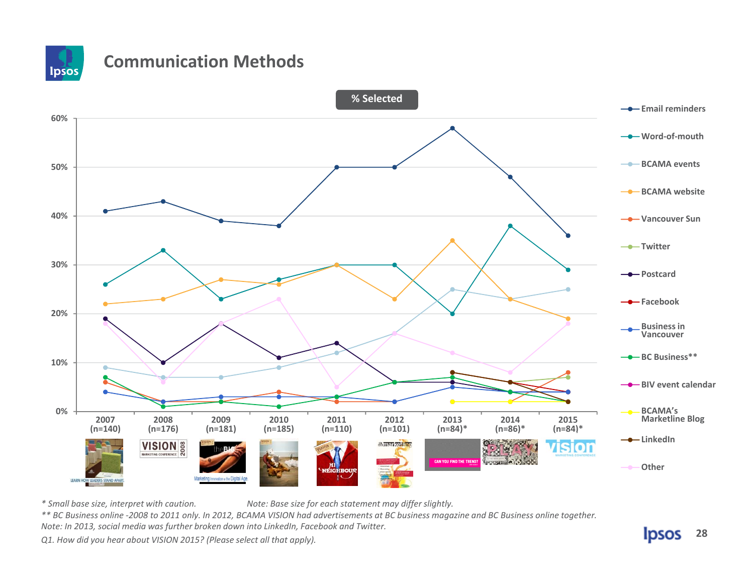# Communication Methods

**% Selected**

| | 2007 (n=140) | 2008 (n=176) | 2009 (n=181) | 2010 (n=185) | 2011 (n=110) | 2012 (n=101) | 2013 (n=84)* | 2014 (n=86)* | 2015 (n=84)* |
|---|---|---|---|---|---|---|---|---|---|
| Email reminders | 41% | 43% | 39% | 38% | 50% | 50% | 58% | 48% | 36% |
| Word-of-mouth | 26% | 33% | 23% | 27% | 30% | 30% | 20% | 38% | 29% |
| BCAMA events | 9% | 7% | 7% | 9% | 12% | 16% | 25% | 23% | 25% |
| BCAMA website | 22% | 23% | 27% | 26% | 30% | 23% | 35% | 23% | 19% |
| Vancouver Sun | 6% | 2% | 2% | 4% | 2% | 2% | | 2% | 8% |
| Twitter | | | | | | | | 6% | 7% |
| Postcard | 19% | 10% | 18% | 11% | 14% | 6% | 6% | 4% | 4% |
| Facebook | | | | | | | | 6% | 4% |
| Business in Vancouver | 4% | 2% | 3% | 3% | 3% | 2% | 5% | 4% | 4% |
| BC Business** | 7% | 1% | 2% | 1% | 3% | 6% | 7% | 4% | 2% |
| BIV event calendar | | | | | | | | | |
| BCAMA's Marketline Blog | | | | | | | 2% | 2% | 2% |
| LinkedIn | | | | | | | 8% | 6% | 2% |
| Other | 18% | 6% | 18% | 23% | 5% | 16% | 12% | 8% | 18% |

*\* Small base size, interpret with caution.* *Note: Base size for each statement may differ slightly.*

*\*\* BC Business online -2008 to 2011 only. In 2012, BCAMA VISION had advertisements at BC business magazine and BC Business online together.*

*Note: In 2013, social media was further broken down into LinkedIn, Facebook and Twitter.*

*Q1. How did you hear about VISION 2015? (Please select all that apply).*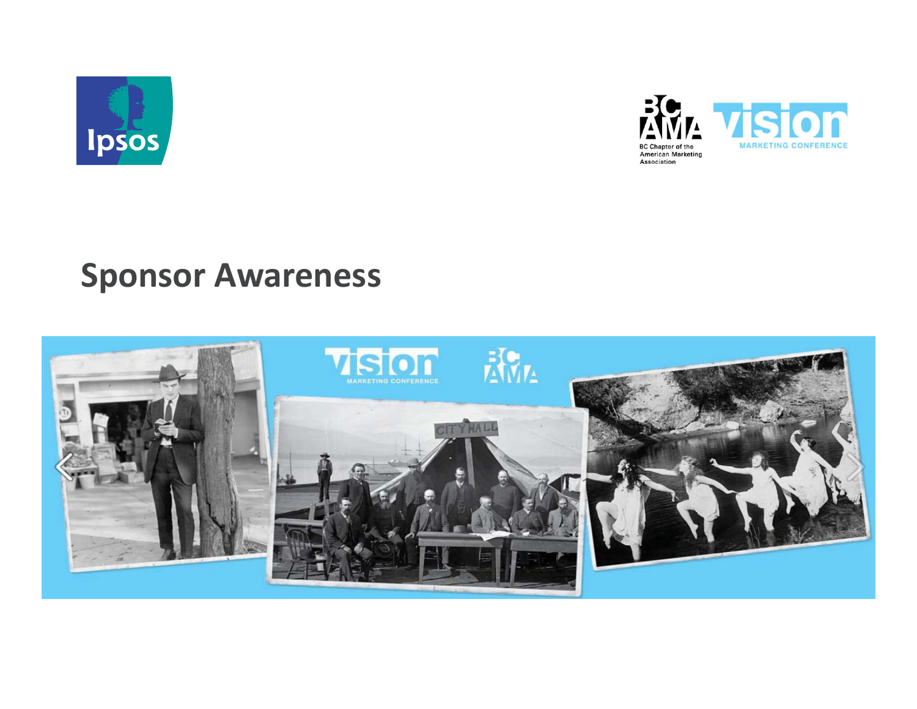# Sponsor Awareness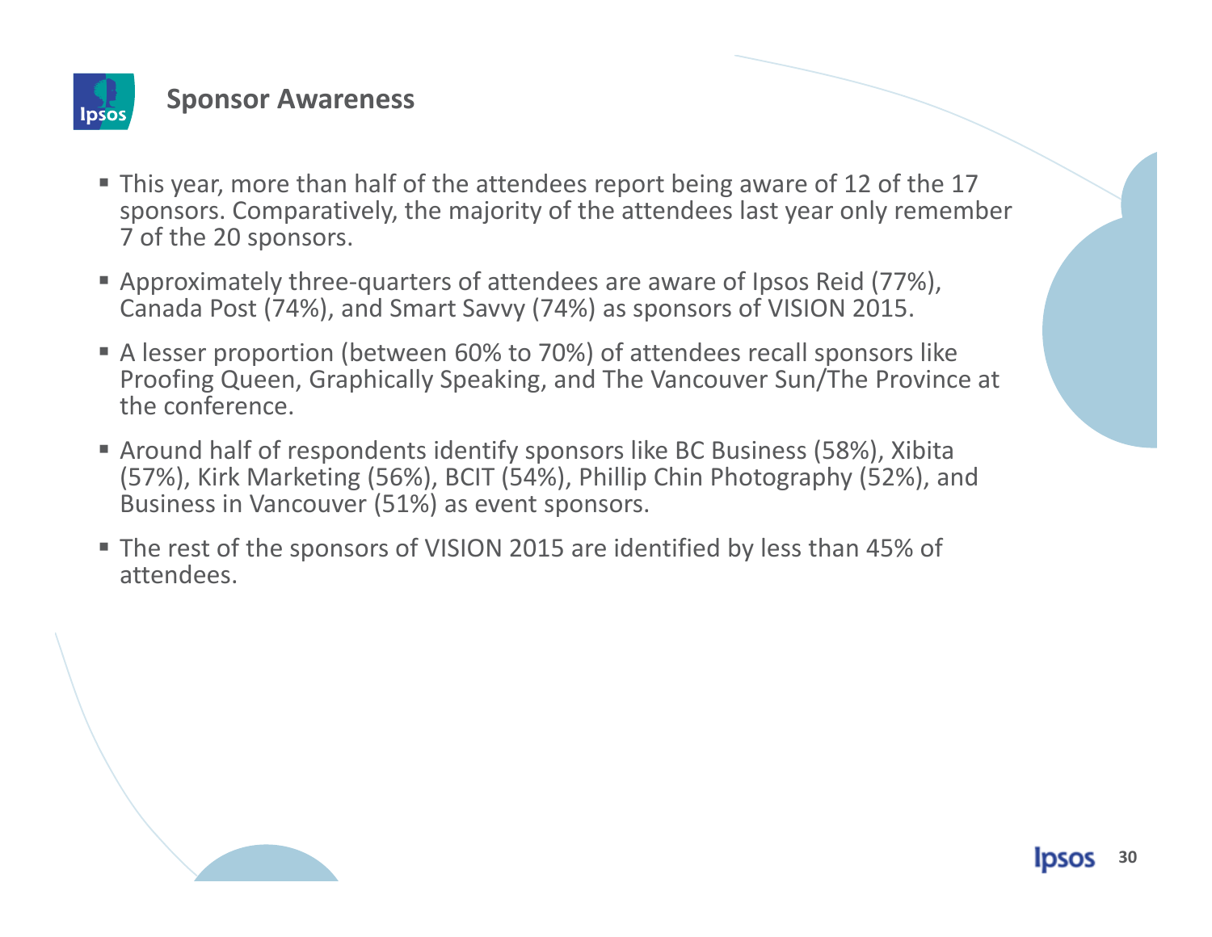## Sponsor Awareness

- This year, more than half of the attendees report being aware of 12 of the 17 sponsors. Comparatively, the majority of the attendees last year only remember 7 of the 20 sponsors.
- Approximately three-quarters of attendees are aware of Ipsos Reid (77%), Canada Post (74%), and Smart Savvy (74%) as sponsors of VISION 2015.
- A lesser proportion (between 60% to 70%) of attendees recall sponsors like Proofing Queen, Graphically Speaking, and The Vancouver Sun/The Province at the conference.
- Around half of respondents identify sponsors like BC Business (58%), Xibita (57%), Kirk Marketing (56%), BCIT (54%), Phillip Chin Photography (52%), and Business in Vancouver (51%) as event sponsors.
- The rest of the sponsors of VISION 2015 are identified by less than 45% of attendees.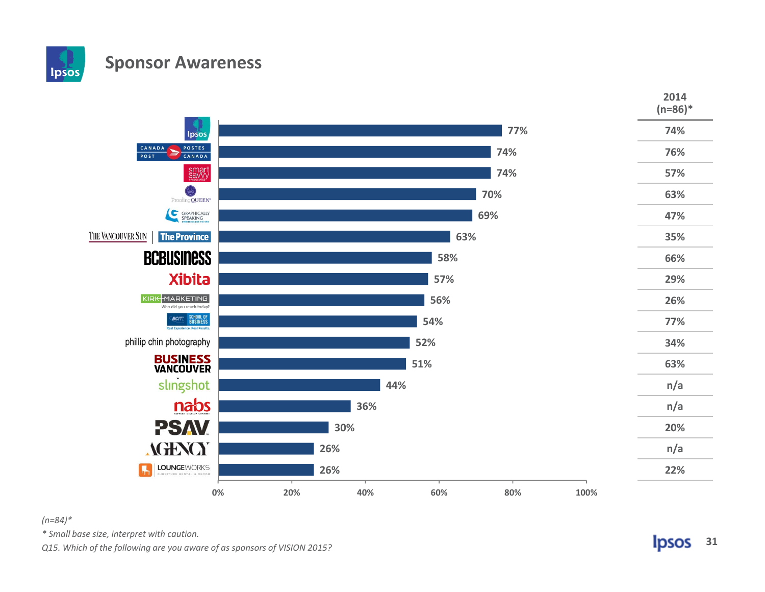# Sponsor Awareness

| Sponsor | 2015 | 2014 (n=86)* |
|---|---|---|
| Ipsos | 77% | 74% |
| Canada Post / Postes Canada | 74% | 76% |
| smart savvy + associates | 74% | 57% |
| Proofing QUEEN | 70% | 63% |
| Graphically Speaking | 69% | 47% |
| The Vancouver Sun / The Province | 63% | 35% |
| BCBusiness | 58% | 66% |
| Xibita | 57% | 29% |
| Kirk Marketing | 56% | 26% |
| BCIT School of Business | 54% | 77% |
| phillip chin photography | 52% | 34% |
| Business Vancouver | 51% | 63% |
| slingshot | 44% | n/a |
| nabs | 36% | n/a |
| PSAV | 30% | 20% |
| Agency | 26% | n/a |
| Loungeworks | 26% | 22% |

*(n=84)**

*\* Small base size, interpret with caution.*

*Q15. Which of the following are you aware of as sponsors of VISION 2015?*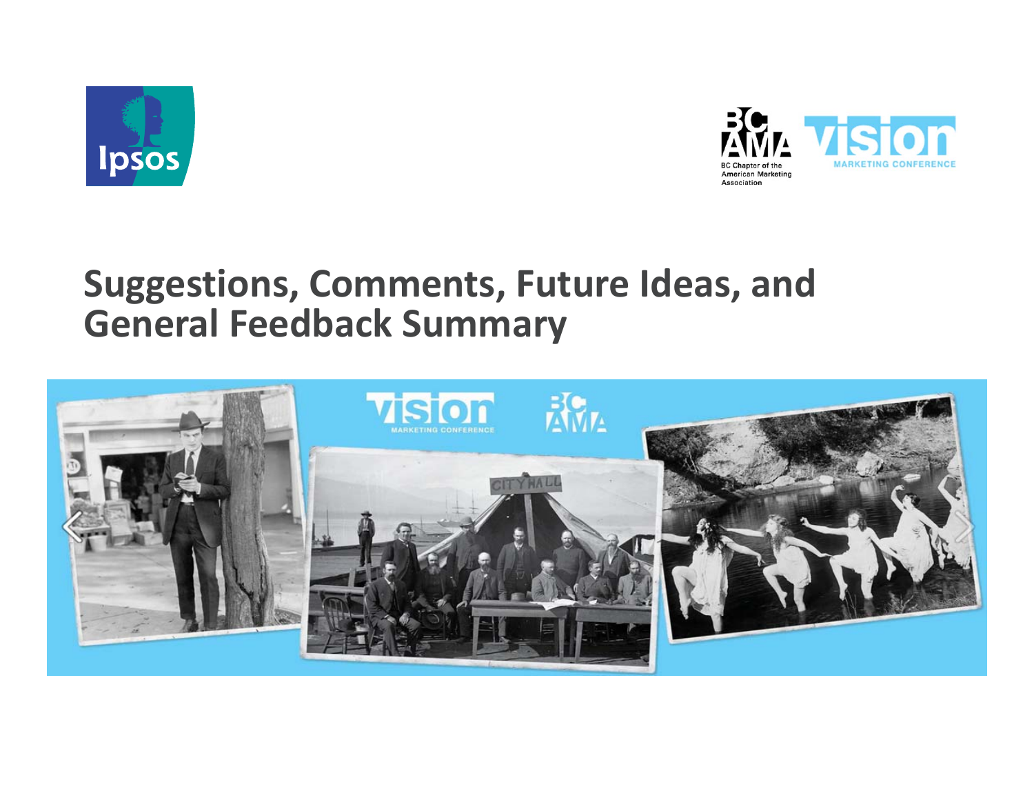# Suggestions, Comments, Future Ideas, and General Feedback Summary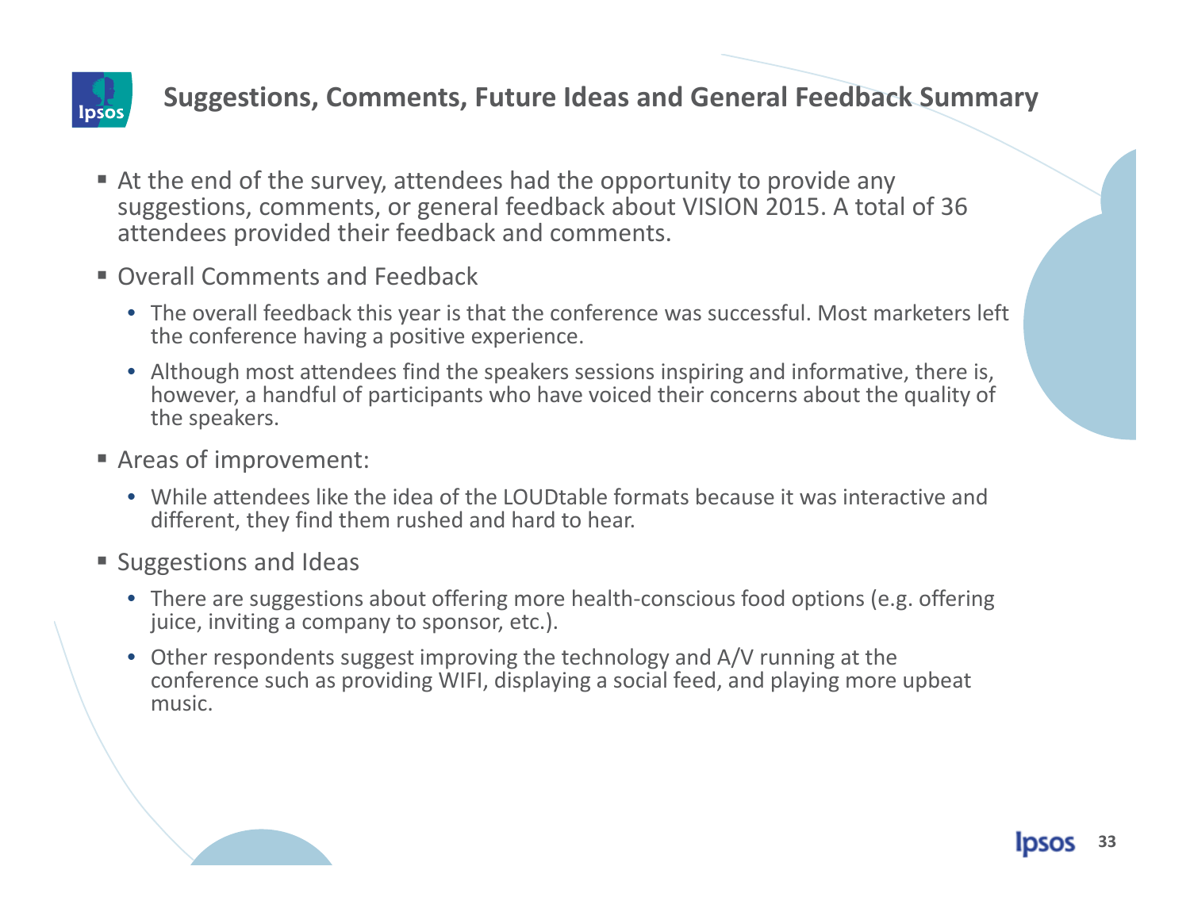# Suggestions, Comments, Future Ideas and General Feedback Summary

- At the end of the survey, attendees had the opportunity to provide any suggestions, comments, or general feedback about VISION 2015. A total of 36 attendees provided their feedback and comments.
- Overall Comments and Feedback
  - The overall feedback this year is that the conference was successful. Most marketers left the conference having a positive experience.
  - Although most attendees find the speakers sessions inspiring and informative, there is, however, a handful of participants who have voiced their concerns about the quality of the speakers.
- Areas of improvement:
  - While attendees like the idea of the LOUDtable formats because it was interactive and different, they find them rushed and hard to hear.
- Suggestions and Ideas
  - There are suggestions about offering more health-conscious food options (e.g. offering juice, inviting a company to sponsor, etc.).
  - Other respondents suggest improving the technology and A/V running at the conference such as providing WIFI, displaying a social feed, and playing more upbeat music.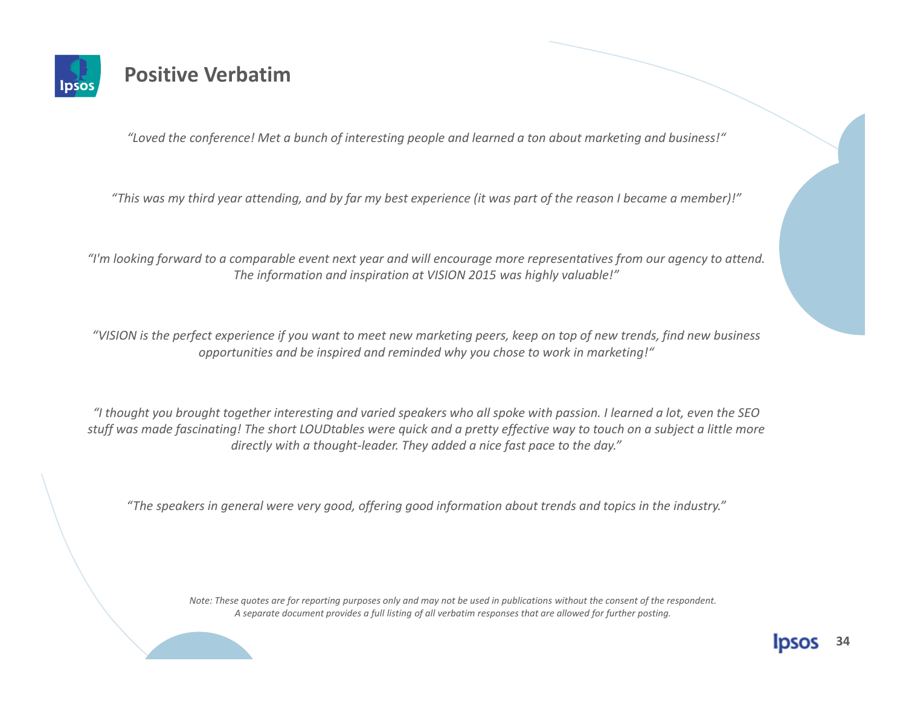# Positive Verbatim

*"Loved the conference! Met a bunch of interesting people and learned a ton about marketing and business!"*

*"This was my third year attending, and by far my best experience (it was part of the reason I became a member)!"*

*"I'm looking forward to a comparable event next year and will encourage more representatives from our agency to attend. The information and inspiration at VISION 2015 was highly valuable!"*

*"VISION is the perfect experience if you want to meet new marketing peers, keep on top of new trends, find new business opportunities and be inspired and reminded why you chose to work in marketing!"*

*"I thought you brought together interesting and varied speakers who all spoke with passion. I learned a lot, even the SEO stuff was made fascinating! The short LOUDtables were quick and a pretty effective way to touch on a subject a little more directly with a thought-leader. They added a nice fast pace to the day."*

*"The speakers in general were very good, offering good information about trends and topics in the industry."*

*Note: These quotes are for reporting purposes only and may not be used in publications without the consent of the respondent. A separate document provides a full listing of all verbatim responses that are allowed for further posting.*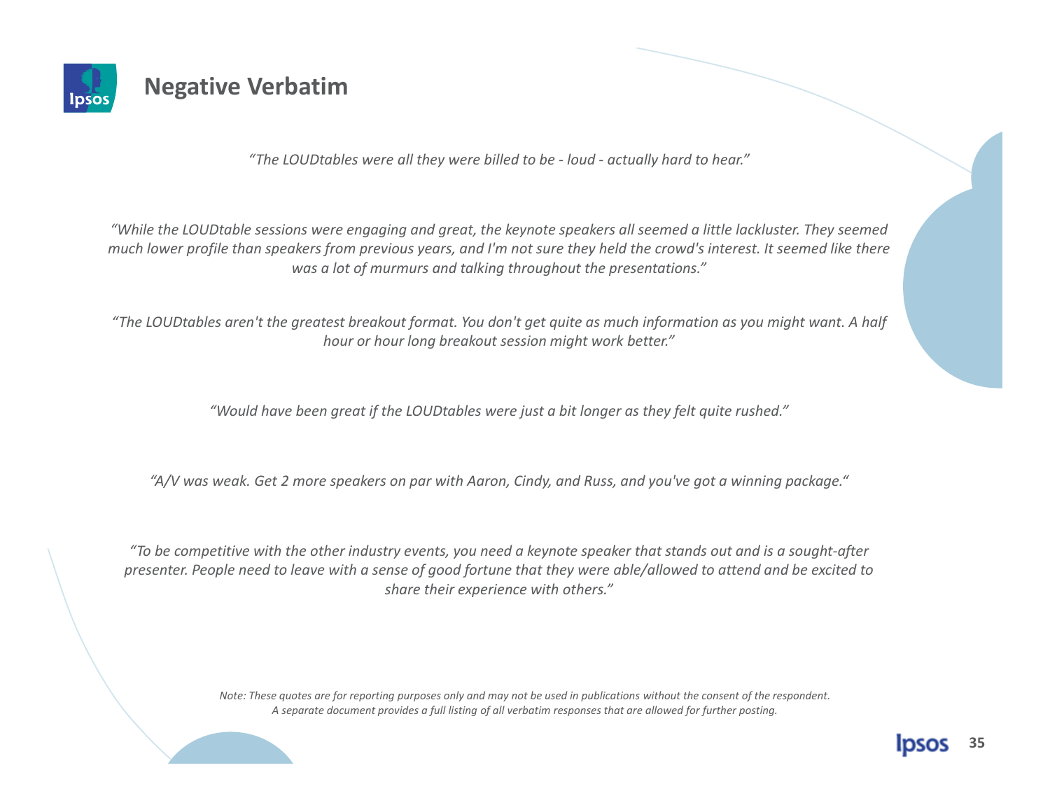## Negative Verbatim

*"The LOUDtables were all they were billed to be - loud - actually hard to hear."*

*"While the LOUDtable sessions were engaging and great, the keynote speakers all seemed a little lackluster. They seemed much lower profile than speakers from previous years, and I'm not sure they held the crowd's interest. It seemed like there was a lot of murmurs and talking throughout the presentations."*

*"The LOUDtables aren't the greatest breakout format. You don't get quite as much information as you might want. A half hour or hour long breakout session might work better."*

*"Would have been great if the LOUDtables were just a bit longer as they felt quite rushed."*

*"A/V was weak. Get 2 more speakers on par with Aaron, Cindy, and Russ, and you've got a winning package."*

*"To be competitive with the other industry events, you need a keynote speaker that stands out and is a sought-after presenter. People need to leave with a sense of good fortune that they were able/allowed to attend and be excited to share their experience with others."*

*Note: These quotes are for reporting purposes only and may not be used in publications without the consent of the respondent. A separate document provides a full listing of all verbatim responses that are allowed for further posting.*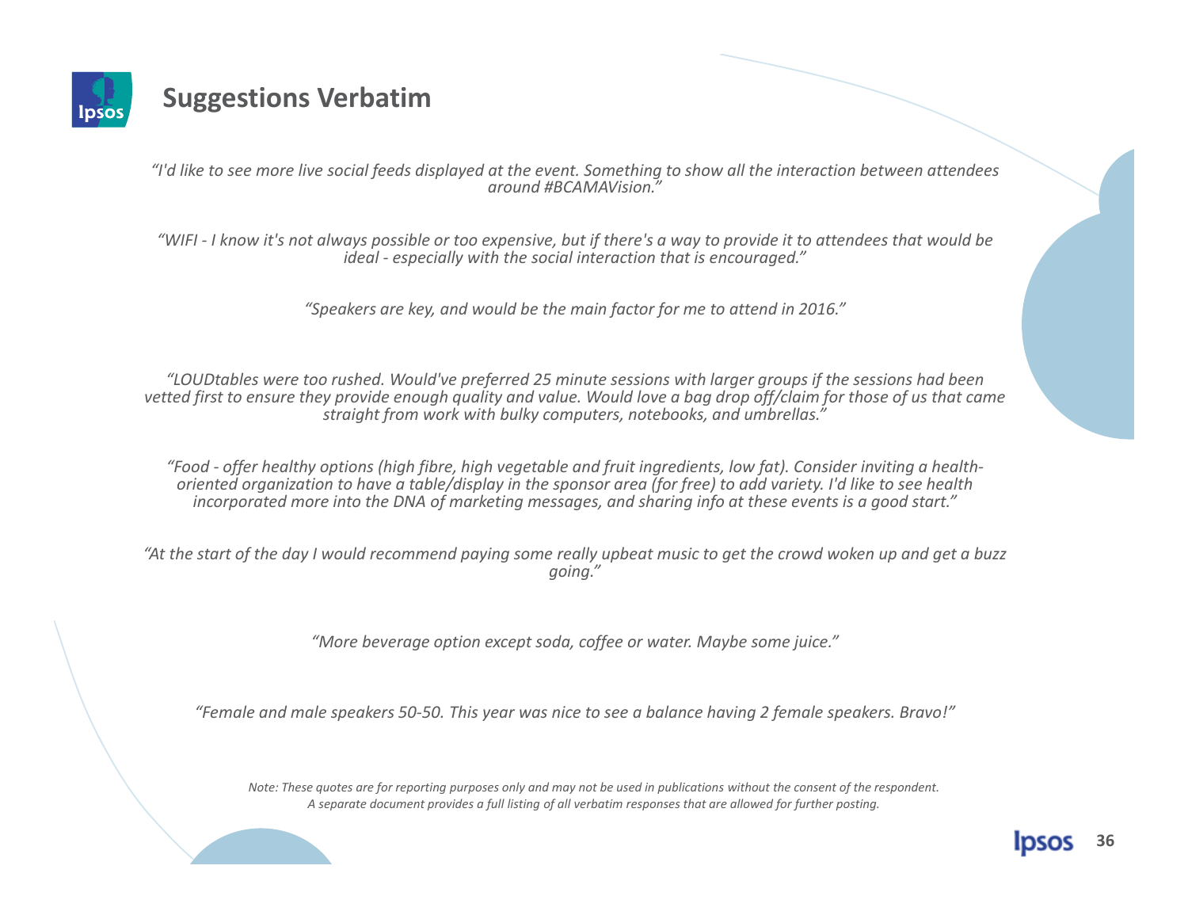# Suggestions Verbatim

*“I'd like to see more live social feeds displayed at the event. Something to show all the interaction between attendees around #BCAMAVision.”*

*“WIFI - I know it's not always possible or too expensive, but if there's a way to provide it to attendees that would be ideal - especially with the social interaction that is encouraged.”*

*“Speakers are key, and would be the main factor for me to attend in 2016.”*

*“LOUDtables were too rushed. Would've preferred 25 minute sessions with larger groups if the sessions had been vetted first to ensure they provide enough quality and value. Would love a bag drop off/claim for those of us that came straight from work with bulky computers, notebooks, and umbrellas.”*

*“Food - offer healthy options (high fibre, high vegetable and fruit ingredients, low fat). Consider inviting a health-oriented organization to have a table/display in the sponsor area (for free) to add variety. I'd like to see health incorporated more into the DNA of marketing messages, and sharing info at these events is a good start.”*

*“At the start of the day I would recommend paying some really upbeat music to get the crowd woken up and get a buzz going.”*

*“More beverage option except soda, coffee or water. Maybe some juice.”*

*“Female and male speakers 50-50. This year was nice to see a balance having 2 female speakers. Bravo!”*

*Note: These quotes are for reporting purposes only and may not be used in publications without the consent of the respondent. A separate document provides a full listing of all verbatim responses that are allowed for further posting.*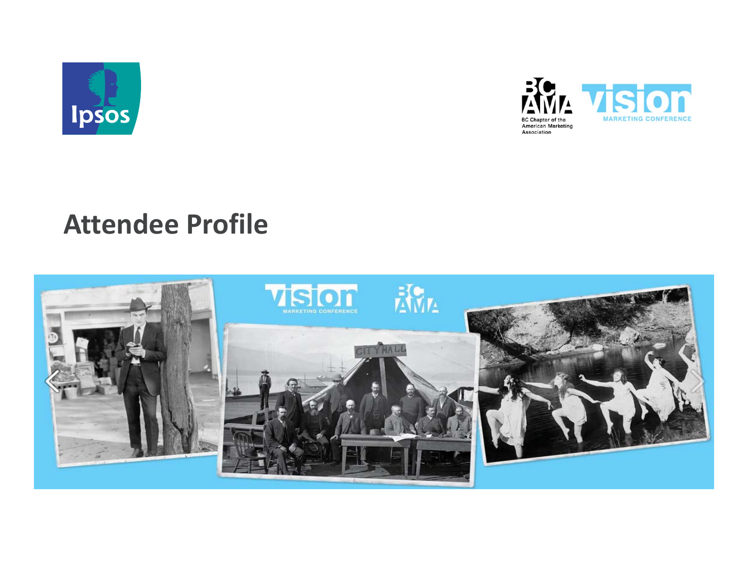# Attendee Profile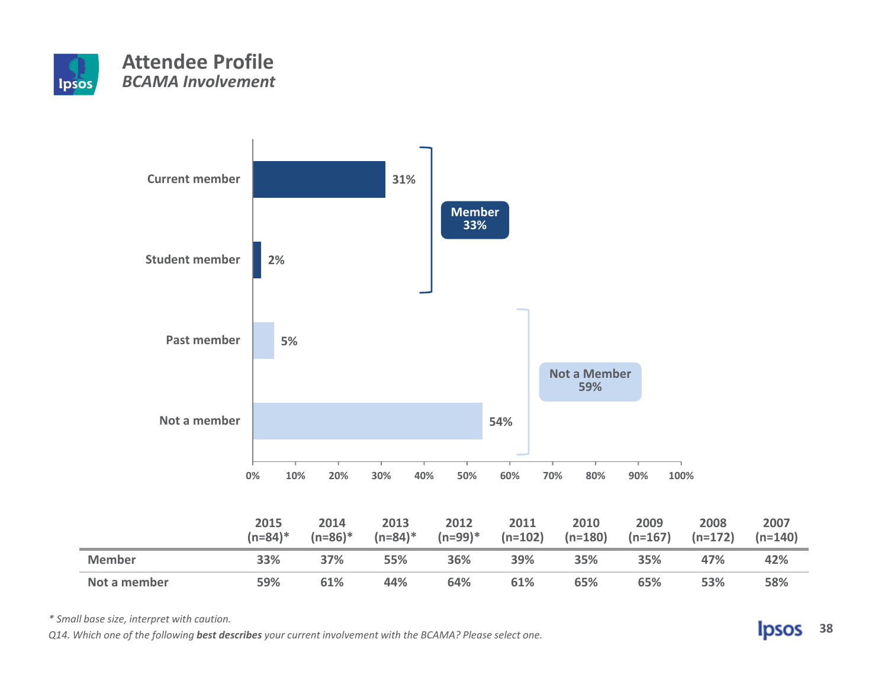# Attendee Profile
## *BCAMA Involvement*

| | |
|---|---|
| Current member | 31% |
| Student member | 2% |
| Past member | 5% |
| Not a member | 54% |

**Member 33%**

**Not a Member 59%**

| | 2015 (n=84)* | 2014 (n=86)* | 2013 (n=84)* | 2012 (n=99)* | 2011 (n=102) | 2010 (n=180) | 2009 (n=167) | 2008 (n=172) | 2007 (n=140) |
|---|---|---|---|---|---|---|---|---|---|
| Member | 33% | 37% | 55% | 36% | 39% | 35% | 35% | 47% | 42% |
| Not a member | 59% | 61% | 44% | 64% | 61% | 65% | 65% | 53% | 58% |

*\* Small base size, interpret with caution.*

*Q14. Which one of the following **best describes** your current involvement with the BCAMA? Please select one.*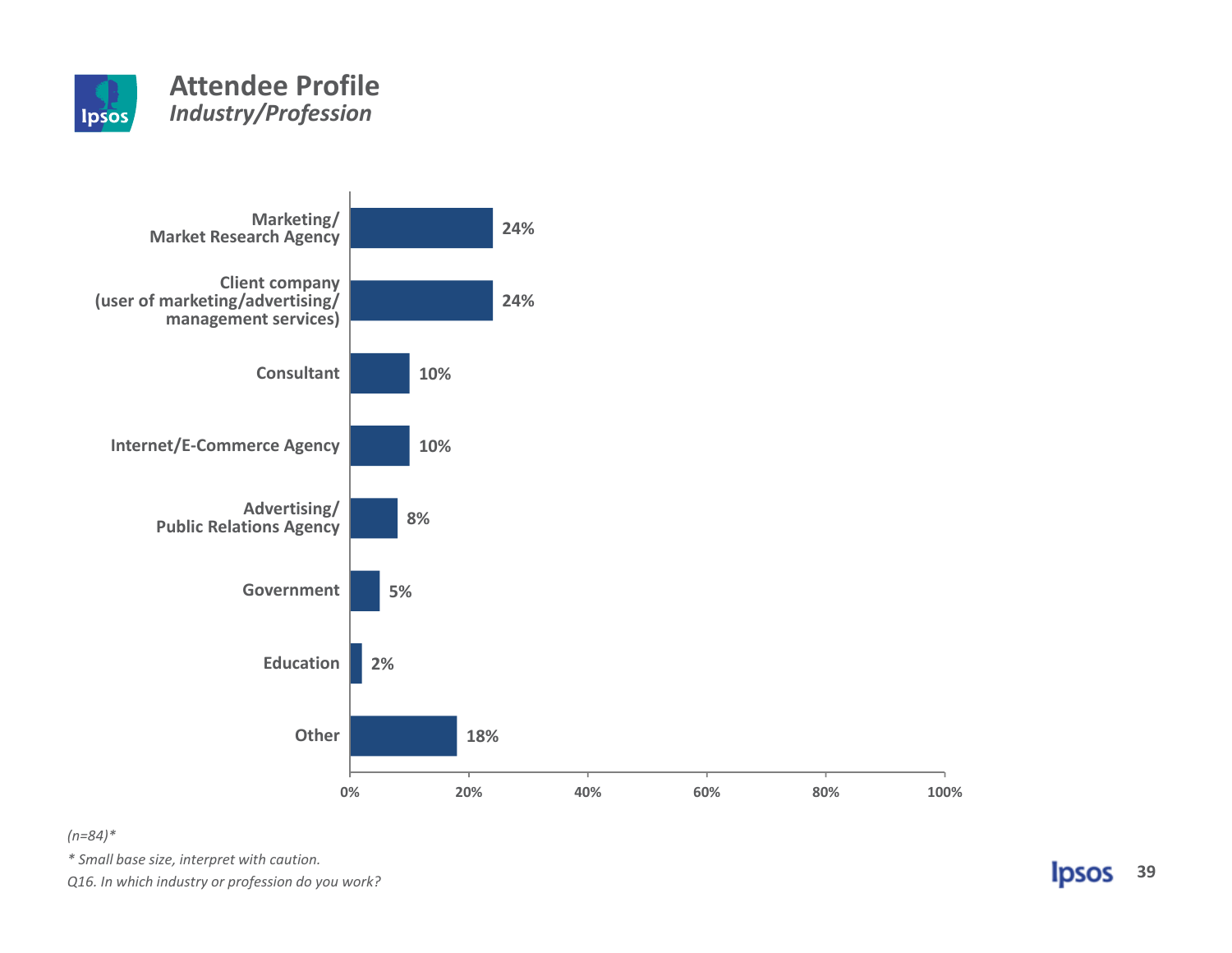# Attendee Profile

## *Industry/Profession*

| Industry/Profession | % |
|---|---|
| Marketing/ Market Research Agency | 24% |
| Client company (user of marketing/advertising/ management services) | 24% |
| Consultant | 10% |
| Internet/E-Commerce Agency | 10% |
| Advertising/ Public Relations Agency | 8% |
| Government | 5% |
| Education | 2% |
| Other | 18% |

*(n=84)**

** Small base size, interpret with caution.*

*Q16. In which industry or profession do you work?*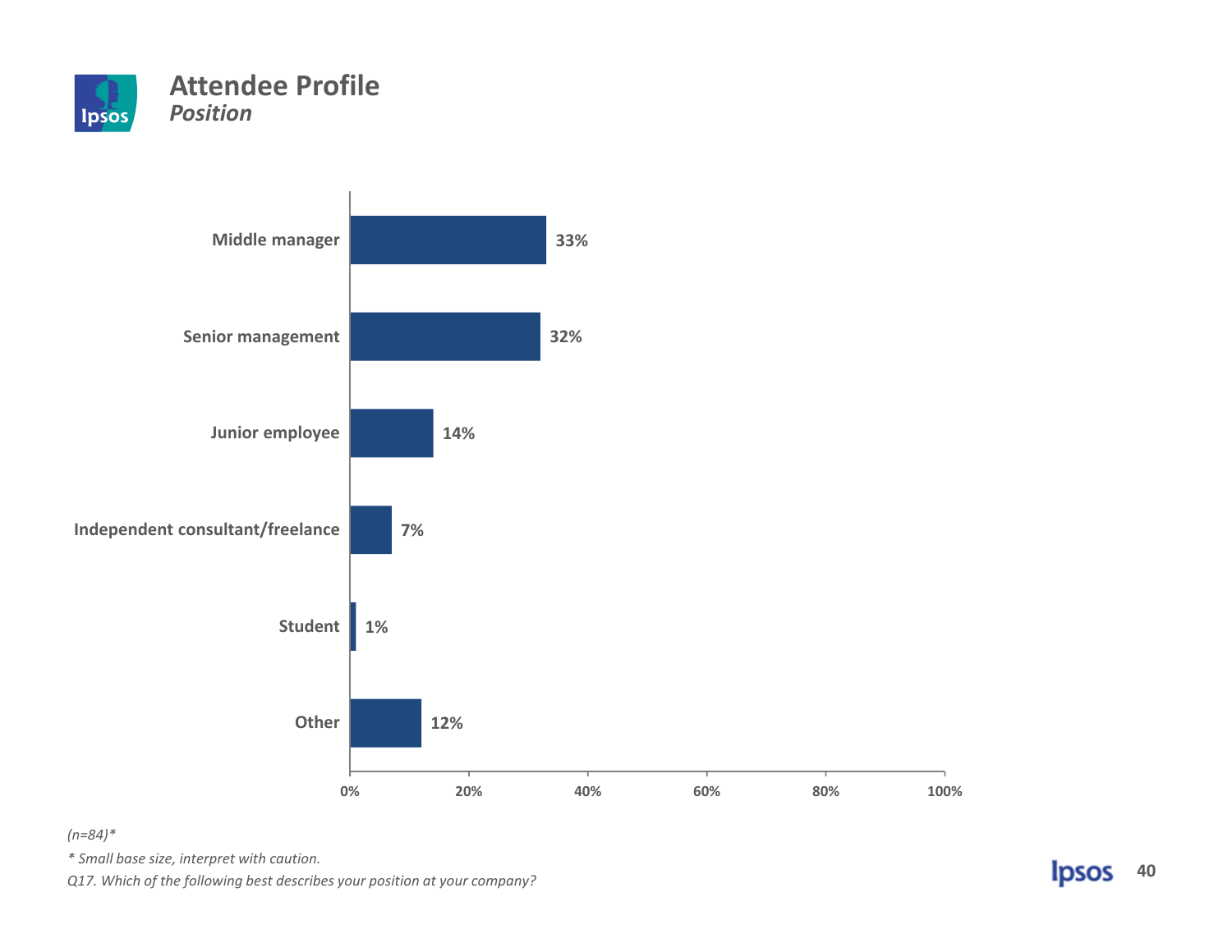# Attendee Profile

## *Position*

Middle manager 33%

Senior management 32%

Junior employee 14%

Independent consultant/freelance 7%

Student 1%

Other 12%

0% 20% 40% 60% 80% 100%

*(n=84)\**

*\* Small base size, interpret with caution.*

*Q17. Which of the following best describes your position at your company?*